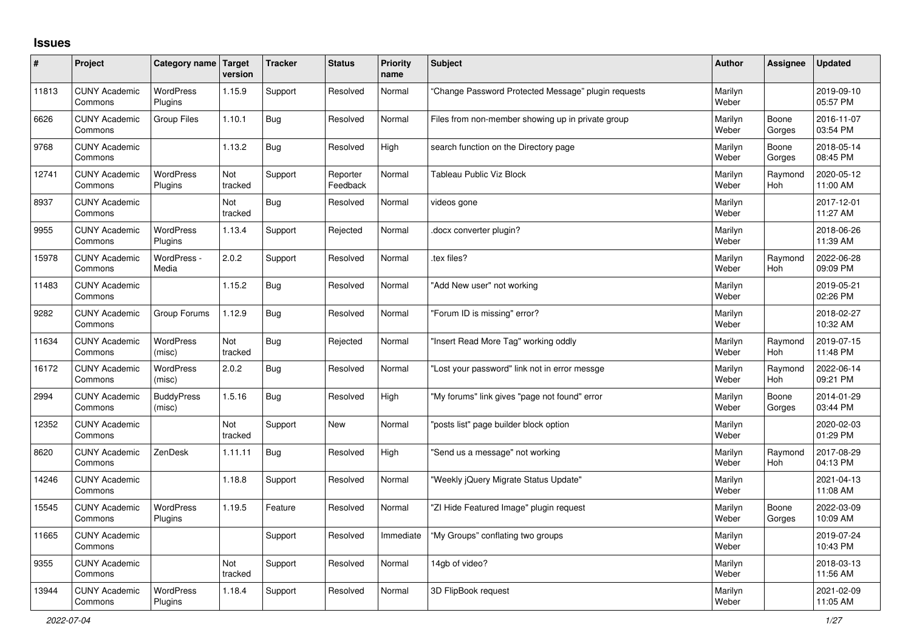# Issues

| # | Project | Category name | Target version | Tracker | Status | Priority name | Subject | Author | Assignee | Updated |
|---|---|---|---|---|---|---|---|---|---|---|
| 11813 | CUNY Academic Commons | WordPress Plugins | 1.15.9 | Support | Resolved | Normal | "Change Password Protected Message" plugin requests | Marilyn Weber | | 2019-09-10 05:57 PM |
| 6626 | CUNY Academic Commons | Group Files | 1.10.1 | Bug | Resolved | Normal | Files from non-member showing up in private group | Marilyn Weber | Boone Gorges | 2016-11-07 03:54 PM |
| 9768 | CUNY Academic Commons | | 1.13.2 | Bug | Resolved | High | search function on the Directory page | Marilyn Weber | Boone Gorges | 2018-05-14 08:45 PM |
| 12741 | CUNY Academic Commons | WordPress Plugins | Not tracked | Support | Reporter Feedback | Normal | Tableau Public Viz Block | Marilyn Weber | Raymond Hoh | 2020-05-12 11:00 AM |
| 8937 | CUNY Academic Commons | | Not tracked | Bug | Resolved | Normal | videos gone | Marilyn Weber | | 2017-12-01 11:27 AM |
| 9955 | CUNY Academic Commons | WordPress Plugins | 1.13.4 | Support | Rejected | Normal | .docx converter plugin? | Marilyn Weber | | 2018-06-26 11:39 AM |
| 15978 | CUNY Academic Commons | WordPress - Media | 2.0.2 | Support | Resolved | Normal | .tex files? | Marilyn Weber | Raymond Hoh | 2022-06-28 09:09 PM |
| 11483 | CUNY Academic Commons | | 1.15.2 | Bug | Resolved | Normal | "Add New user" not working | Marilyn Weber | | 2019-05-21 02:26 PM |
| 9282 | CUNY Academic Commons | Group Forums | 1.12.9 | Bug | Resolved | Normal | "Forum ID is missing" error? | Marilyn Weber | | 2018-02-27 10:32 AM |
| 11634 | CUNY Academic Commons | WordPress (misc) | Not tracked | Bug | Rejected | Normal | "Insert Read More Tag" working oddly | Marilyn Weber | Raymond Hoh | 2019-07-15 11:48 PM |
| 16172 | CUNY Academic Commons | WordPress (misc) | 2.0.2 | Bug | Resolved | Normal | "Lost your password" link not in error messge | Marilyn Weber | Raymond Hoh | 2022-06-14 09:21 PM |
| 2994 | CUNY Academic Commons | BuddyPress (misc) | 1.5.16 | Bug | Resolved | High | "My forums" link gives "page not found" error | Marilyn Weber | Boone Gorges | 2014-01-29 03:44 PM |
| 12352 | CUNY Academic Commons | | Not tracked | Support | New | Normal | "posts list" page builder block option | Marilyn Weber | | 2020-02-03 01:29 PM |
| 8620 | CUNY Academic Commons | ZenDesk | 1.11.11 | Bug | Resolved | High | "Send us a message" not working | Marilyn Weber | Raymond Hoh | 2017-08-29 04:13 PM |
| 14246 | CUNY Academic Commons | | 1.18.8 | Support | Resolved | Normal | "Weekly jQuery Migrate Status Update" | Marilyn Weber | | 2021-04-13 11:08 AM |
| 15545 | CUNY Academic Commons | WordPress Plugins | 1.19.5 | Feature | Resolved | Normal | "ZI Hide Featured Image" plugin request | Marilyn Weber | Boone Gorges | 2022-03-09 10:09 AM |
| 11665 | CUNY Academic Commons | | | Support | Resolved | Immediate | "My Groups" conflating two groups | Marilyn Weber | | 2019-07-24 10:43 PM |
| 9355 | CUNY Academic Commons | | Not tracked | Support | Resolved | Normal | 14gb of video? | Marilyn Weber | | 2018-03-13 11:56 AM |
| 13944 | CUNY Academic Commons | WordPress Plugins | 1.18.4 | Support | Resolved | Normal | 3D FlipBook request | Marilyn Weber | | 2021-02-09 11:05 AM |

2022-07-04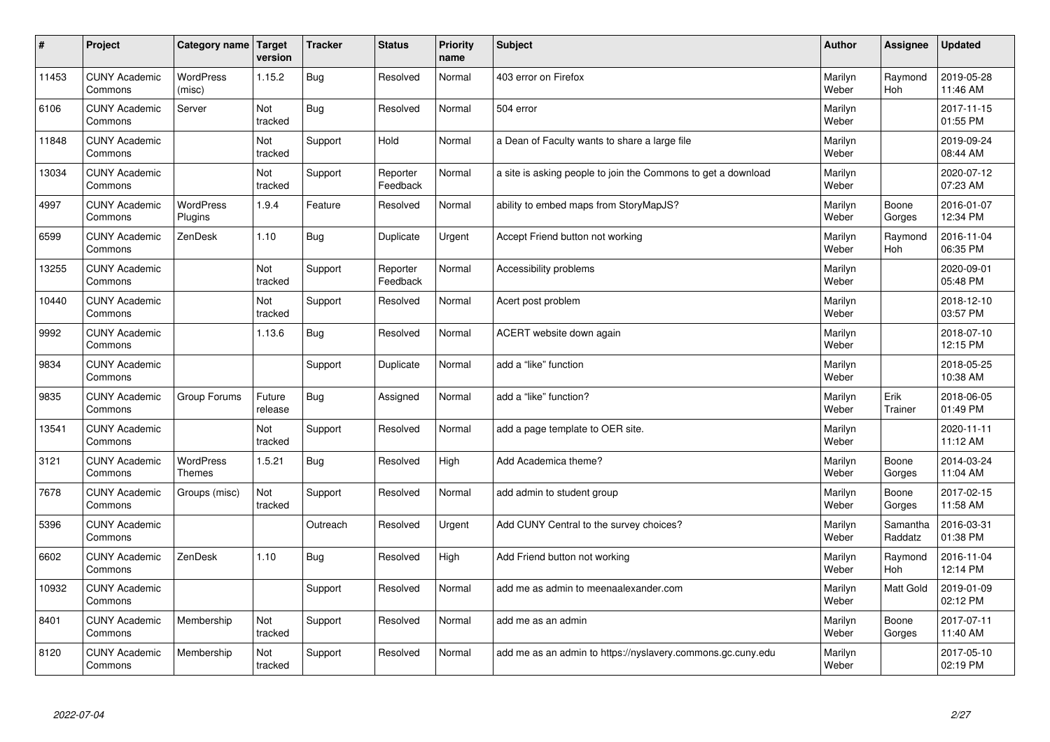| # | Project | Category name | Target version | Tracker | Status | Priority name | Subject | Author | Assignee | Updated |
|---|---|---|---|---|---|---|---|---|---|---|
| 11453 | CUNY Academic Commons | WordPress (misc) | 1.15.2 | Bug | Resolved | Normal | 403 error on Firefox | Marilyn Weber | Raymond Hoh | 2019-05-28 11:46 AM |
| 6106 | CUNY Academic Commons | Server | Not tracked | Bug | Resolved | Normal | 504 error | Marilyn Weber | | 2017-11-15 01:55 PM |
| 11848 | CUNY Academic Commons | | Not tracked | Support | Hold | Normal | a Dean of Faculty wants to share a large file | Marilyn Weber | | 2019-09-24 08:44 AM |
| 13034 | CUNY Academic Commons | | Not tracked | Support | Reporter Feedback | Normal | a site is asking people to join the Commons to get a download | Marilyn Weber | | 2020-07-12 07:23 AM |
| 4997 | CUNY Academic Commons | WordPress Plugins | 1.9.4 | Feature | Resolved | Normal | ability to embed maps from StoryMapJS? | Marilyn Weber | Boone Gorges | 2016-01-07 12:34 PM |
| 6599 | CUNY Academic Commons | ZenDesk | 1.10 | Bug | Duplicate | Urgent | Accept Friend button not working | Marilyn Weber | Raymond Hoh | 2016-11-04 06:35 PM |
| 13255 | CUNY Academic Commons | | Not tracked | Support | Reporter Feedback | Normal | Accessibility problems | Marilyn Weber | | 2020-09-01 05:48 PM |
| 10440 | CUNY Academic Commons | | Not tracked | Support | Resolved | Normal | Acert post problem | Marilyn Weber | | 2018-12-10 03:57 PM |
| 9992 | CUNY Academic Commons | | 1.13.6 | Bug | Resolved | Normal | ACERT website down again | Marilyn Weber | | 2018-07-10 12:15 PM |
| 9834 | CUNY Academic Commons | | | Support | Duplicate | Normal | add a "like" function | Marilyn Weber | | 2018-05-25 10:38 AM |
| 9835 | CUNY Academic Commons | Group Forums | Future release | Bug | Assigned | Normal | add a "like" function? | Marilyn Weber | Erik Trainer | 2018-06-05 01:49 PM |
| 13541 | CUNY Academic Commons | | Not tracked | Support | Resolved | Normal | add a page template to OER site. | Marilyn Weber | | 2020-11-11 11:12 AM |
| 3121 | CUNY Academic Commons | WordPress Themes | 1.5.21 | Bug | Resolved | High | Add Academica theme? | Marilyn Weber | Boone Gorges | 2014-03-24 11:04 AM |
| 7678 | CUNY Academic Commons | Groups (misc) | Not tracked | Support | Resolved | Normal | add admin to student group | Marilyn Weber | Boone Gorges | 2017-02-15 11:58 AM |
| 5396 | CUNY Academic Commons | | | Outreach | Resolved | Urgent | Add CUNY Central to the survey choices? | Marilyn Weber | Samantha Raddatz | 2016-03-31 01:38 PM |
| 6602 | CUNY Academic Commons | ZenDesk | 1.10 | Bug | Resolved | High | Add Friend button not working | Marilyn Weber | Raymond Hoh | 2016-11-04 12:14 PM |
| 10932 | CUNY Academic Commons | | | Support | Resolved | Normal | add me as admin to meenaalexander.com | Marilyn Weber | Matt Gold | 2019-01-09 02:12 PM |
| 8401 | CUNY Academic Commons | Membership | Not tracked | Support | Resolved | Normal | add me as an admin | Marilyn Weber | Boone Gorges | 2017-07-11 11:40 AM |
| 8120 | CUNY Academic Commons | Membership | Not tracked | Support | Resolved | Normal | add me as an admin to https://nyslavery.commons.gc.cuny.edu | Marilyn Weber | | 2017-05-10 02:19 PM |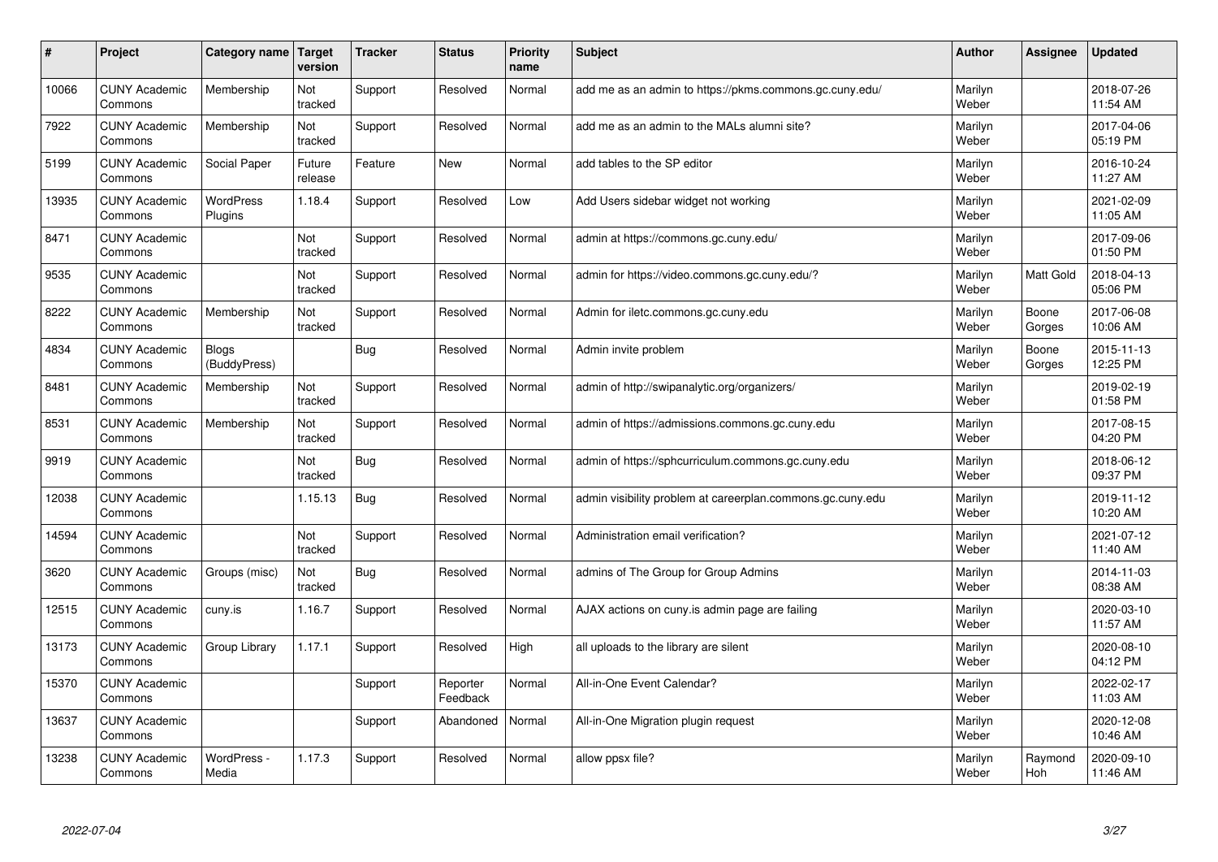| # | Project | Category name | Target version | Tracker | Status | Priority name | Subject | Author | Assignee | Updated |
|---|---|---|---|---|---|---|---|---|---|---|
| 10066 | CUNY Academic Commons | Membership | Not tracked | Support | Resolved | Normal | add me as an admin to https://pkms.commons.gc.cuny.edu/ | Marilyn Weber | | 2018-07-26 11:54 AM |
| 7922 | CUNY Academic Commons | Membership | Not tracked | Support | Resolved | Normal | add me as an admin to the MALs alumni site? | Marilyn Weber | | 2017-04-06 05:19 PM |
| 5199 | CUNY Academic Commons | Social Paper | Future release | Feature | New | Normal | add tables to the SP editor | Marilyn Weber | | 2016-10-24 11:27 AM |
| 13935 | CUNY Academic Commons | WordPress Plugins | 1.18.4 | Support | Resolved | Low | Add Users sidebar widget not working | Marilyn Weber | | 2021-02-09 11:05 AM |
| 8471 | CUNY Academic Commons | | Not tracked | Support | Resolved | Normal | admin at https://commons.gc.cuny.edu/ | Marilyn Weber | | 2017-09-06 01:50 PM |
| 9535 | CUNY Academic Commons | | Not tracked | Support | Resolved | Normal | admin for https://video.commons.gc.cuny.edu/? | Marilyn Weber | Matt Gold | 2018-04-13 05:06 PM |
| 8222 | CUNY Academic Commons | Membership | Not tracked | Support | Resolved | Normal | Admin for iletc.commons.gc.cuny.edu | Marilyn Weber | Boone Gorges | 2017-06-08 10:06 AM |
| 4834 | CUNY Academic Commons | Blogs (BuddyPress) | | Bug | Resolved | Normal | Admin invite problem | Marilyn Weber | Boone Gorges | 2015-11-13 12:25 PM |
| 8481 | CUNY Academic Commons | Membership | Not tracked | Support | Resolved | Normal | admin of http://swipanalytic.org/organizers/ | Marilyn Weber | | 2019-02-19 01:58 PM |
| 8531 | CUNY Academic Commons | Membership | Not tracked | Support | Resolved | Normal | admin of https://admissions.commons.gc.cuny.edu | Marilyn Weber | | 2017-08-15 04:20 PM |
| 9919 | CUNY Academic Commons | | Not tracked | Bug | Resolved | Normal | admin of https://sphcurriculum.commons.gc.cuny.edu | Marilyn Weber | | 2018-06-12 09:37 PM |
| 12038 | CUNY Academic Commons | | 1.15.13 | Bug | Resolved | Normal | admin visibility problem at careerplan.commons.gc.cuny.edu | Marilyn Weber | | 2019-11-12 10:20 AM |
| 14594 | CUNY Academic Commons | | Not tracked | Support | Resolved | Normal | Administration email verification? | Marilyn Weber | | 2021-07-12 11:40 AM |
| 3620 | CUNY Academic Commons | Groups (misc) | Not tracked | Bug | Resolved | Normal | admins of The Group for Group Admins | Marilyn Weber | | 2014-11-03 08:38 AM |
| 12515 | CUNY Academic Commons | cuny.is | 1.16.7 | Support | Resolved | Normal | AJAX actions on cuny.is admin page are failing | Marilyn Weber | | 2020-03-10 11:57 AM |
| 13173 | CUNY Academic Commons | Group Library | 1.17.1 | Support | Resolved | High | all uploads to the library are silent | Marilyn Weber | | 2020-08-10 04:12 PM |
| 15370 | CUNY Academic Commons | | | Support | Reporter Feedback | Normal | All-in-One Event Calendar? | Marilyn Weber | | 2022-02-17 11:03 AM |
| 13637 | CUNY Academic Commons | | | Support | Abandoned | Normal | All-in-One Migration plugin request | Marilyn Weber | | 2020-12-08 10:46 AM |
| 13238 | CUNY Academic Commons | WordPress - Media | 1.17.3 | Support | Resolved | Normal | allow ppsx file? | Marilyn Weber | Raymond Hoh | 2020-09-10 11:46 AM |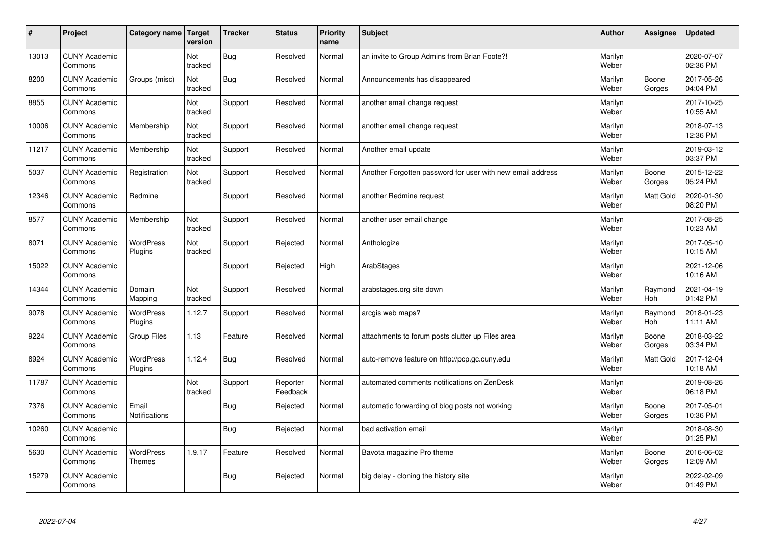| # | Project | Category name | Target version | Tracker | Status | Priority name | Subject | Author | Assignee | Updated |
|---|---|---|---|---|---|---|---|---|---|---|
| 13013 | CUNY Academic Commons | | Not tracked | Bug | Resolved | Normal | an invite to Group Admins from Brian Foote?! | Marilyn Weber | | 2020-07-07 02:36 PM |
| 8200 | CUNY Academic Commons | Groups (misc) | Not tracked | Bug | Resolved | Normal | Announcements has disappeared | Marilyn Weber | Boone Gorges | 2017-05-26 04:04 PM |
| 8855 | CUNY Academic Commons | | Not tracked | Support | Resolved | Normal | another email change request | Marilyn Weber | | 2017-10-25 10:55 AM |
| 10006 | CUNY Academic Commons | Membership | Not tracked | Support | Resolved | Normal | another email change request | Marilyn Weber | | 2018-07-13 12:36 PM |
| 11217 | CUNY Academic Commons | Membership | Not tracked | Support | Resolved | Normal | Another email update | Marilyn Weber | | 2019-03-12 03:37 PM |
| 5037 | CUNY Academic Commons | Registration | Not tracked | Support | Resolved | Normal | Another Forgotten password for user with new email address | Marilyn Weber | Boone Gorges | 2015-12-22 05:24 PM |
| 12346 | CUNY Academic Commons | Redmine | | Support | Resolved | Normal | another Redmine request | Marilyn Weber | Matt Gold | 2020-01-30 08:20 PM |
| 8577 | CUNY Academic Commons | Membership | Not tracked | Support | Resolved | Normal | another user email change | Marilyn Weber | | 2017-08-25 10:23 AM |
| 8071 | CUNY Academic Commons | WordPress Plugins | Not tracked | Support | Rejected | Normal | Anthologize | Marilyn Weber | | 2017-05-10 10:15 AM |
| 15022 | CUNY Academic Commons | | | Support | Rejected | High | ArabStages | Marilyn Weber | | 2021-12-06 10:16 AM |
| 14344 | CUNY Academic Commons | Domain Mapping | Not tracked | Support | Resolved | Normal | arabstages.org site down | Marilyn Weber | Raymond Hoh | 2021-04-19 01:42 PM |
| 9078 | CUNY Academic Commons | WordPress Plugins | 1.12.7 | Support | Resolved | Normal | arcgis web maps? | Marilyn Weber | Raymond Hoh | 2018-01-23 11:11 AM |
| 9224 | CUNY Academic Commons | Group Files | 1.13 | Feature | Resolved | Normal | attachments to forum posts clutter up Files area | Marilyn Weber | Boone Gorges | 2018-03-22 03:34 PM |
| 8924 | CUNY Academic Commons | WordPress Plugins | 1.12.4 | Bug | Resolved | Normal | auto-remove feature on http://pcp.gc.cuny.edu | Marilyn Weber | Matt Gold | 2017-12-04 10:18 AM |
| 11787 | CUNY Academic Commons | | Not tracked | Support | Reporter Feedback | Normal | automated comments notifications on ZenDesk | Marilyn Weber | | 2019-08-26 06:18 PM |
| 7376 | CUNY Academic Commons | Email Notifications | | Bug | Rejected | Normal | automatic forwarding of blog posts not working | Marilyn Weber | Boone Gorges | 2017-05-01 10:36 PM |
| 10260 | CUNY Academic Commons | | | Bug | Rejected | Normal | bad activation email | Marilyn Weber | | 2018-08-30 01:25 PM |
| 5630 | CUNY Academic Commons | WordPress Themes | 1.9.17 | Feature | Resolved | Normal | Bavota magazine Pro theme | Marilyn Weber | Boone Gorges | 2016-06-02 12:09 AM |
| 15279 | CUNY Academic Commons | | | Bug | Rejected | Normal | big delay - cloning the history site | Marilyn Weber | | 2022-02-09 01:49 PM |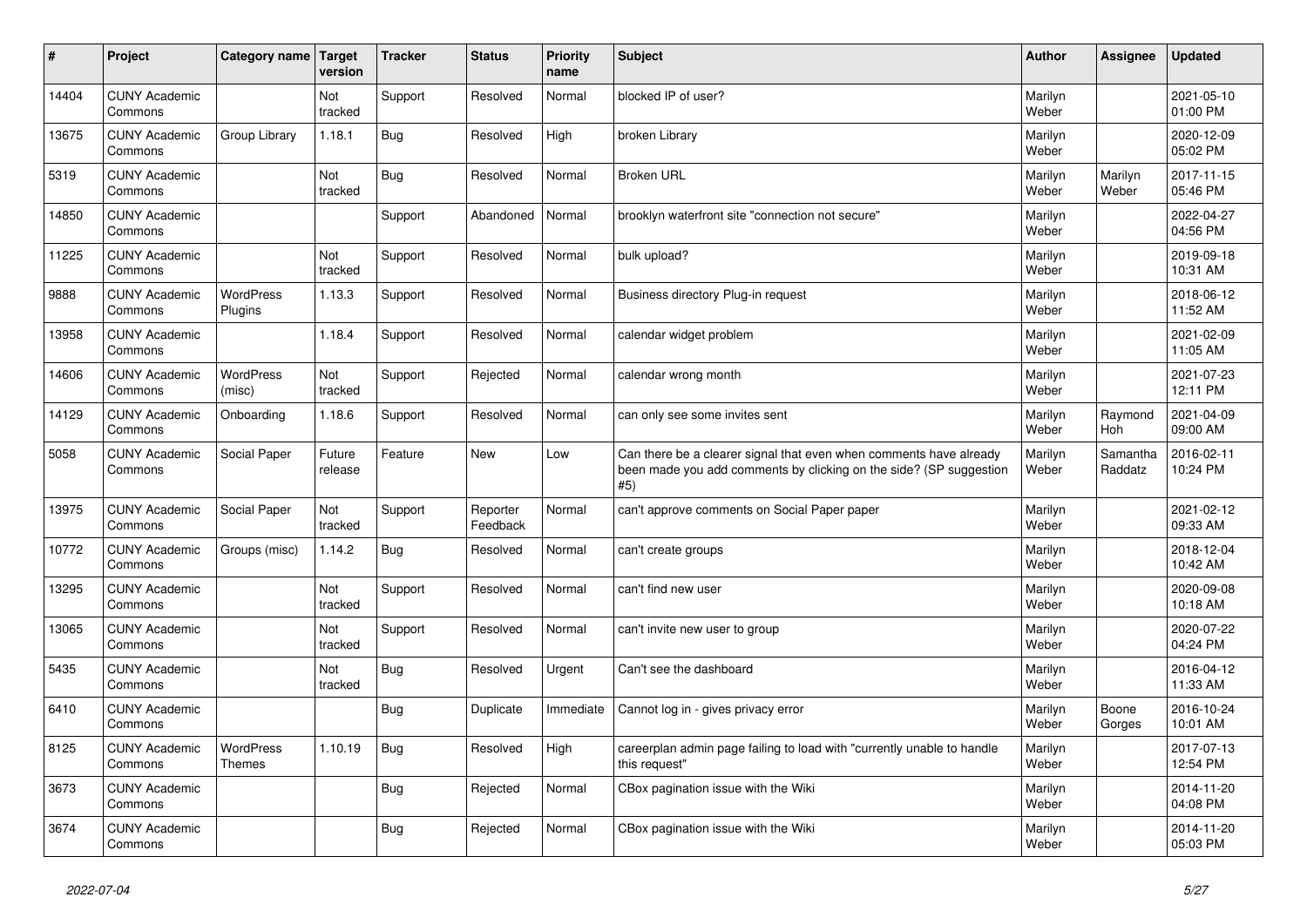| # | Project | Category name | Target version | Tracker | Status | Priority name | Subject | Author | Assignee | Updated |
|---|---|---|---|---|---|---|---|---|---|---|
| 14404 | CUNY Academic Commons | | Not tracked | Support | Resolved | Normal | blocked IP of user? | Marilyn Weber | | 2021-05-10 01:00 PM |
| 13675 | CUNY Academic Commons | Group Library | 1.18.1 | Bug | Resolved | High | broken Library | Marilyn Weber | | 2020-12-09 05:02 PM |
| 5319 | CUNY Academic Commons | | Not tracked | Bug | Resolved | Normal | Broken URL | Marilyn Weber | Marilyn Weber | 2017-11-15 05:46 PM |
| 14850 | CUNY Academic Commons | | | Support | Abandoned | Normal | brooklyn waterfront site "connection not secure" | Marilyn Weber | | 2022-04-27 04:56 PM |
| 11225 | CUNY Academic Commons | | Not tracked | Support | Resolved | Normal | bulk upload? | Marilyn Weber | | 2019-09-18 10:31 AM |
| 9888 | CUNY Academic Commons | WordPress Plugins | 1.13.3 | Support | Resolved | Normal | Business directory Plug-in request | Marilyn Weber | | 2018-06-12 11:52 AM |
| 13958 | CUNY Academic Commons | | 1.18.4 | Support | Resolved | Normal | calendar widget problem | Marilyn Weber | | 2021-02-09 11:05 AM |
| 14606 | CUNY Academic Commons | WordPress (misc) | Not tracked | Support | Rejected | Normal | calendar wrong month | Marilyn Weber | | 2021-07-23 12:11 PM |
| 14129 | CUNY Academic Commons | Onboarding | 1.18.6 | Support | Resolved | Normal | can only see some invites sent | Marilyn Weber | Raymond Hoh | 2021-04-09 09:00 AM |
| 5058 | CUNY Academic Commons | Social Paper | Future release | Feature | New | Low | Can there be a clearer signal that even when comments have already been made you add comments by clicking on the side? (SP suggestion #5) | Marilyn Weber | Samantha Raddatz | 2016-02-11 10:24 PM |
| 13975 | CUNY Academic Commons | Social Paper | Not tracked | Support | Reporter Feedback | Normal | can't approve comments on Social Paper paper | Marilyn Weber | | 2021-02-12 09:33 AM |
| 10772 | CUNY Academic Commons | Groups (misc) | 1.14.2 | Bug | Resolved | Normal | can't create groups | Marilyn Weber | | 2018-12-04 10:42 AM |
| 13295 | CUNY Academic Commons | | Not tracked | Support | Resolved | Normal | can't find new user | Marilyn Weber | | 2020-09-08 10:18 AM |
| 13065 | CUNY Academic Commons | | Not tracked | Support | Resolved | Normal | can't invite new user to group | Marilyn Weber | | 2020-07-22 04:24 PM |
| 5435 | CUNY Academic Commons | | Not tracked | Bug | Resolved | Urgent | Can't see the dashboard | Marilyn Weber | | 2016-04-12 11:33 AM |
| 6410 | CUNY Academic Commons | | | Bug | Duplicate | Immediate | Cannot log in - gives privacy error | Marilyn Weber | Boone Gorges | 2016-10-24 10:01 AM |
| 8125 | CUNY Academic Commons | WordPress Themes | 1.10.19 | Bug | Resolved | High | careerplan admin page failing to load with "currently unable to handle this request" | Marilyn Weber | | 2017-07-13 12:54 PM |
| 3673 | CUNY Academic Commons | | | Bug | Rejected | Normal | CBox pagination issue with the Wiki | Marilyn Weber | | 2014-11-20 04:08 PM |
| 3674 | CUNY Academic Commons | | | Bug | Rejected | Normal | CBox pagination issue with the Wiki | Marilyn Weber | | 2014-11-20 05:03 PM |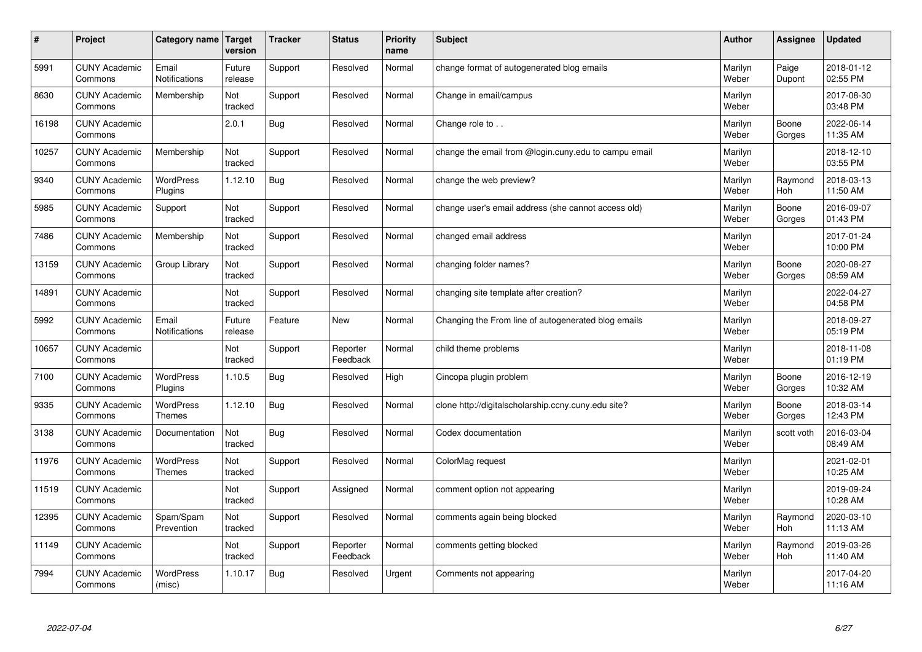| # | Project | Category name | Target version | Tracker | Status | Priority name | Subject | Author | Assignee | Updated |
|---|---|---|---|---|---|---|---|---|---|---|
| 5991 | CUNY Academic Commons | Email Notifications | Future release | Support | Resolved | Normal | change format of autogenerated blog emails | Marilyn Weber | Paige Dupont | 2018-01-12 02:55 PM |
| 8630 | CUNY Academic Commons | Membership | Not tracked | Support | Resolved | Normal | Change in email/campus | Marilyn Weber | | 2017-08-30 03:48 PM |
| 16198 | CUNY Academic Commons | | 2.0.1 | Bug | Resolved | Normal | Change role to . . | Marilyn Weber | Boone Gorges | 2022-06-14 11:35 AM |
| 10257 | CUNY Academic Commons | Membership | Not tracked | Support | Resolved | Normal | change the email from @login.cuny.edu to campu email | Marilyn Weber | | 2018-12-10 03:55 PM |
| 9340 | CUNY Academic Commons | WordPress Plugins | 1.12.10 | Bug | Resolved | Normal | change the web preview? | Marilyn Weber | Raymond Hoh | 2018-03-13 11:50 AM |
| 5985 | CUNY Academic Commons | Support | Not tracked | Support | Resolved | Normal | change user's email address (she cannot access old) | Marilyn Weber | Boone Gorges | 2016-09-07 01:43 PM |
| 7486 | CUNY Academic Commons | Membership | Not tracked | Support | Resolved | Normal | changed email address | Marilyn Weber | | 2017-01-24 10:00 PM |
| 13159 | CUNY Academic Commons | Group Library | Not tracked | Support | Resolved | Normal | changing folder names? | Marilyn Weber | Boone Gorges | 2020-08-27 08:59 AM |
| 14891 | CUNY Academic Commons | | Not tracked | Support | Resolved | Normal | changing site template after creation? | Marilyn Weber | | 2022-04-27 04:58 PM |
| 5992 | CUNY Academic Commons | Email Notifications | Future release | Feature | New | Normal | Changing the From line of autogenerated blog emails | Marilyn Weber | | 2018-09-27 05:19 PM |
| 10657 | CUNY Academic Commons | | Not tracked | Support | Reporter Feedback | Normal | child theme problems | Marilyn Weber | | 2018-11-08 01:19 PM |
| 7100 | CUNY Academic Commons | WordPress Plugins | 1.10.5 | Bug | Resolved | High | Cincopa plugin problem | Marilyn Weber | Boone Gorges | 2016-12-19 10:32 AM |
| 9335 | CUNY Academic Commons | WordPress Themes | 1.12.10 | Bug | Resolved | Normal | clone http://digitalscholarship.ccny.cuny.edu site? | Marilyn Weber | Boone Gorges | 2018-03-14 12:43 PM |
| 3138 | CUNY Academic Commons | Documentation | Not tracked | Bug | Resolved | Normal | Codex documentation | Marilyn Weber | scott voth | 2016-03-04 08:49 AM |
| 11976 | CUNY Academic Commons | WordPress Themes | Not tracked | Support | Resolved | Normal | ColorMag request | Marilyn Weber | | 2021-02-01 10:25 AM |
| 11519 | CUNY Academic Commons | | Not tracked | Support | Assigned | Normal | comment option not appearing | Marilyn Weber | | 2019-09-24 10:28 AM |
| 12395 | CUNY Academic Commons | Spam/Spam Prevention | Not tracked | Support | Resolved | Normal | comments again being blocked | Marilyn Weber | Raymond Hoh | 2020-03-10 11:13 AM |
| 11149 | CUNY Academic Commons | | Not tracked | Support | Reporter Feedback | Normal | comments getting blocked | Marilyn Weber | Raymond Hoh | 2019-03-26 11:40 AM |
| 7994 | CUNY Academic Commons | WordPress (misc) | 1.10.17 | Bug | Resolved | Urgent | Comments not appearing | Marilyn Weber | | 2017-04-20 11:16 AM |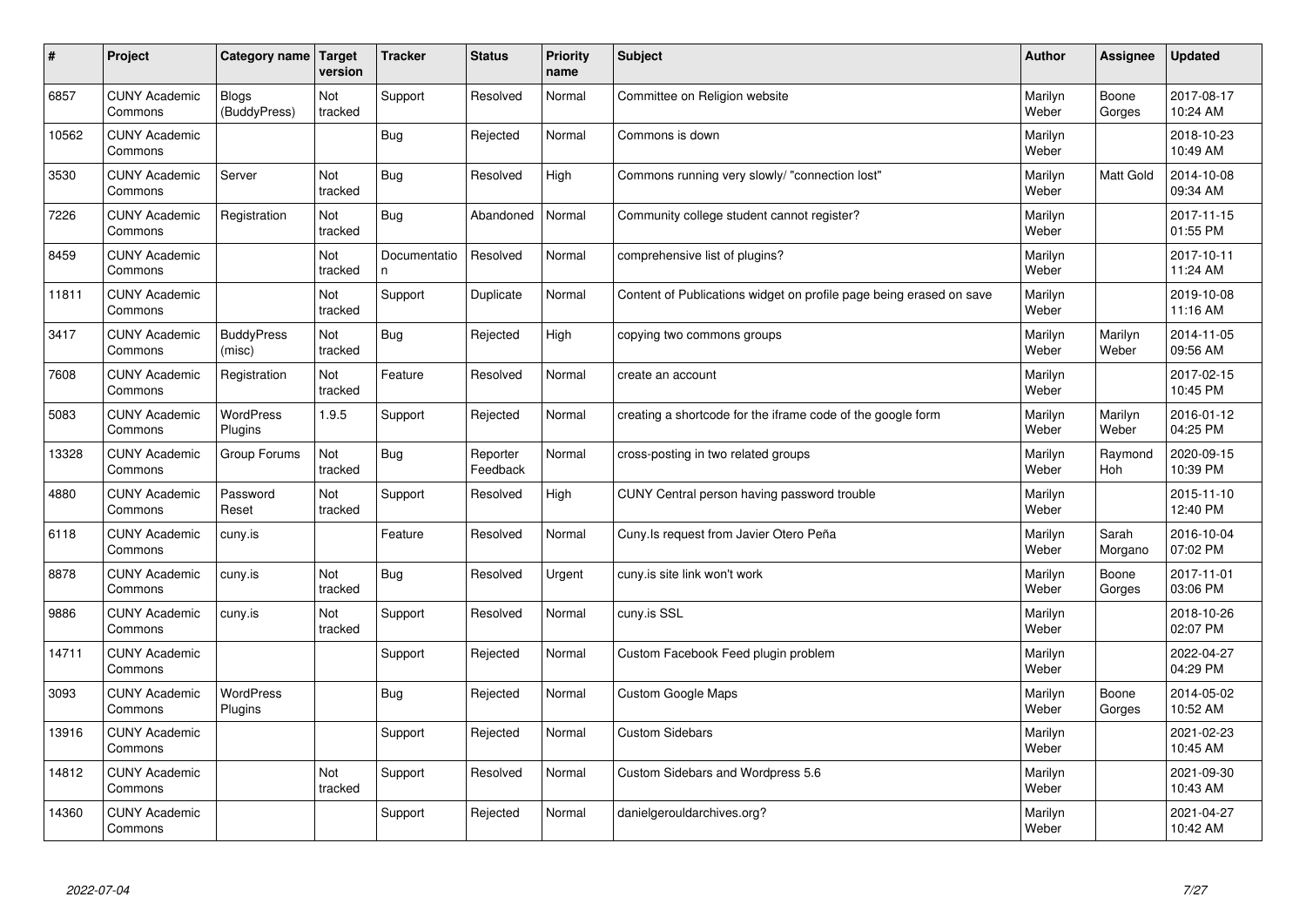| # | Project | Category name | Target version | Tracker | Status | Priority name | Subject | Author | Assignee | Updated |
|---|---|---|---|---|---|---|---|---|---|---|
| 6857 | CUNY Academic Commons | Blogs (BuddyPress) | Not tracked | Support | Resolved | Normal | Committee on Religion website | Marilyn Weber | Boone Gorges | 2017-08-17 10:24 AM |
| 10562 | CUNY Academic Commons | | | Bug | Rejected | Normal | Commons is down | Marilyn Weber | | 2018-10-23 10:49 AM |
| 3530 | CUNY Academic Commons | Server | Not tracked | Bug | Resolved | High | Commons running very slowly/ "connection lost" | Marilyn Weber | Matt Gold | 2014-10-08 09:34 AM |
| 7226 | CUNY Academic Commons | Registration | Not tracked | Bug | Abandoned | Normal | Community college student cannot register? | Marilyn Weber | | 2017-11-15 01:55 PM |
| 8459 | CUNY Academic Commons | | Not tracked | Documentation | Resolved | Normal | comprehensive list of plugins? | Marilyn Weber | | 2017-10-11 11:24 AM |
| 11811 | CUNY Academic Commons | | Not tracked | Support | Duplicate | Normal | Content of Publications widget on profile page being erased on save | Marilyn Weber | | 2019-10-08 11:16 AM |
| 3417 | CUNY Academic Commons | BuddyPress (misc) | Not tracked | Bug | Rejected | High | copying two commons groups | Marilyn Weber | Marilyn Weber | 2014-11-05 09:56 AM |
| 7608 | CUNY Academic Commons | Registration | Not tracked | Feature | Resolved | Normal | create an account | Marilyn Weber | | 2017-02-15 10:45 PM |
| 5083 | CUNY Academic Commons | WordPress Plugins | 1.9.5 | Support | Rejected | Normal | creating a shortcode for the iframe code of the google form | Marilyn Weber | Marilyn Weber | 2016-01-12 04:25 PM |
| 13328 | CUNY Academic Commons | Group Forums | Not tracked | Bug | Reporter Feedback | Normal | cross-posting in two related groups | Marilyn Weber | Raymond Hoh | 2020-09-15 10:39 PM |
| 4880 | CUNY Academic Commons | Password Reset | Not tracked | Support | Resolved | High | CUNY Central person having password trouble | Marilyn Weber | | 2015-11-10 12:40 PM |
| 6118 | CUNY Academic Commons | cuny.is | | Feature | Resolved | Normal | Cuny.Is request from Javier Otero Peña | Marilyn Weber | Sarah Morgano | 2016-10-04 07:02 PM |
| 8878 | CUNY Academic Commons | cuny.is | Not tracked | Bug | Resolved | Urgent | cuny.is site link won't work | Marilyn Weber | Boone Gorges | 2017-11-01 03:06 PM |
| 9886 | CUNY Academic Commons | cuny.is | Not tracked | Support | Resolved | Normal | cuny.is SSL | Marilyn Weber | | 2018-10-26 02:07 PM |
| 14711 | CUNY Academic Commons | | | Support | Rejected | Normal | Custom Facebook Feed plugin problem | Marilyn Weber | | 2022-04-27 04:29 PM |
| 3093 | CUNY Academic Commons | WordPress Plugins | | Bug | Rejected | Normal | Custom Google Maps | Marilyn Weber | Boone Gorges | 2014-05-02 10:52 AM |
| 13916 | CUNY Academic Commons | | | Support | Rejected | Normal | Custom Sidebars | Marilyn Weber | | 2021-02-23 10:45 AM |
| 14812 | CUNY Academic Commons | | Not tracked | Support | Resolved | Normal | Custom Sidebars and Wordpress 5.6 | Marilyn Weber | | 2021-09-30 10:43 AM |
| 14360 | CUNY Academic Commons | | | Support | Rejected | Normal | danielgerouldarchives.org? | Marilyn Weber | | 2021-04-27 10:42 AM |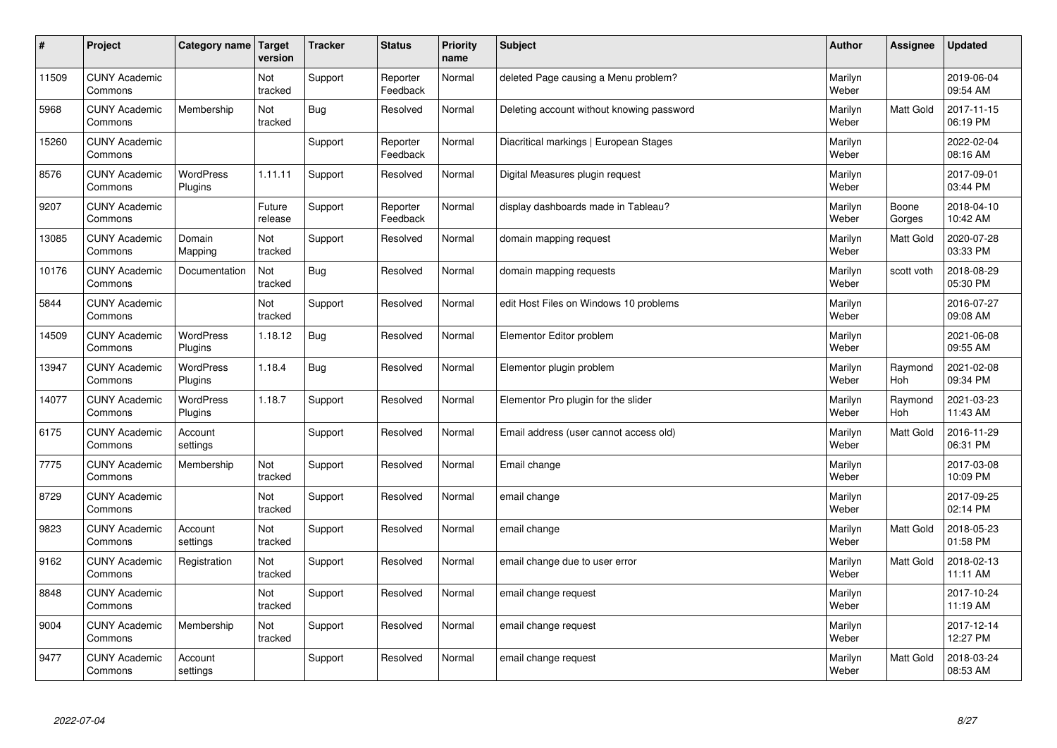| # | Project | Category name | Target version | Tracker | Status | Priority name | Subject | Author | Assignee | Updated |
|---|---|---|---|---|---|---|---|---|---|---|
| 11509 | CUNY Academic Commons | | Not tracked | Support | Reporter Feedback | Normal | deleted Page causing a Menu problem? | Marilyn Weber | | 2019-06-04 09:54 AM |
| 5968 | CUNY Academic Commons | Membership | Not tracked | Bug | Resolved | Normal | Deleting account without knowing password | Marilyn Weber | Matt Gold | 2017-11-15 06:19 PM |
| 15260 | CUNY Academic Commons | | | Support | Reporter Feedback | Normal | Diacritical markings \| European Stages | Marilyn Weber | | 2022-02-04 08:16 AM |
| 8576 | CUNY Academic Commons | WordPress Plugins | 1.11.11 | Support | Resolved | Normal | Digital Measures plugin request | Marilyn Weber | | 2017-09-01 03:44 PM |
| 9207 | CUNY Academic Commons | | Future release | Support | Reporter Feedback | Normal | display dashboards made in Tableau? | Marilyn Weber | Boone Gorges | 2018-04-10 10:42 AM |
| 13085 | CUNY Academic Commons | Domain Mapping | Not tracked | Support | Resolved | Normal | domain mapping request | Marilyn Weber | Matt Gold | 2020-07-28 03:33 PM |
| 10176 | CUNY Academic Commons | Documentation | Not tracked | Bug | Resolved | Normal | domain mapping requests | Marilyn Weber | scott voth | 2018-08-29 05:30 PM |
| 5844 | CUNY Academic Commons | | Not tracked | Support | Resolved | Normal | edit Host Files on Windows 10 problems | Marilyn Weber | | 2016-07-27 09:08 AM |
| 14509 | CUNY Academic Commons | WordPress Plugins | 1.18.12 | Bug | Resolved | Normal | Elementor Editor problem | Marilyn Weber | | 2021-06-08 09:55 AM |
| 13947 | CUNY Academic Commons | WordPress Plugins | 1.18.4 | Bug | Resolved | Normal | Elementor plugin problem | Marilyn Weber | Raymond Hoh | 2021-02-08 09:34 PM |
| 14077 | CUNY Academic Commons | WordPress Plugins | 1.18.7 | Support | Resolved | Normal | Elementor Pro plugin for the slider | Marilyn Weber | Raymond Hoh | 2021-03-23 11:43 AM |
| 6175 | CUNY Academic Commons | Account settings | | Support | Resolved | Normal | Email address (user cannot access old) | Marilyn Weber | Matt Gold | 2016-11-29 06:31 PM |
| 7775 | CUNY Academic Commons | Membership | Not tracked | Support | Resolved | Normal | Email change | Marilyn Weber | | 2017-03-08 10:09 PM |
| 8729 | CUNY Academic Commons | | Not tracked | Support | Resolved | Normal | email change | Marilyn Weber | | 2017-09-25 02:14 PM |
| 9823 | CUNY Academic Commons | Account settings | Not tracked | Support | Resolved | Normal | email change | Marilyn Weber | Matt Gold | 2018-05-23 01:58 PM |
| 9162 | CUNY Academic Commons | Registration | Not tracked | Support | Resolved | Normal | email change due to user error | Marilyn Weber | Matt Gold | 2018-02-13 11:11 AM |
| 8848 | CUNY Academic Commons | | Not tracked | Support | Resolved | Normal | email change request | Marilyn Weber | | 2017-10-24 11:19 AM |
| 9004 | CUNY Academic Commons | Membership | Not tracked | Support | Resolved | Normal | email change request | Marilyn Weber | | 2017-12-14 12:27 PM |
| 9477 | CUNY Academic Commons | Account settings | | Support | Resolved | Normal | email change request | Marilyn Weber | Matt Gold | 2018-03-24 08:53 AM |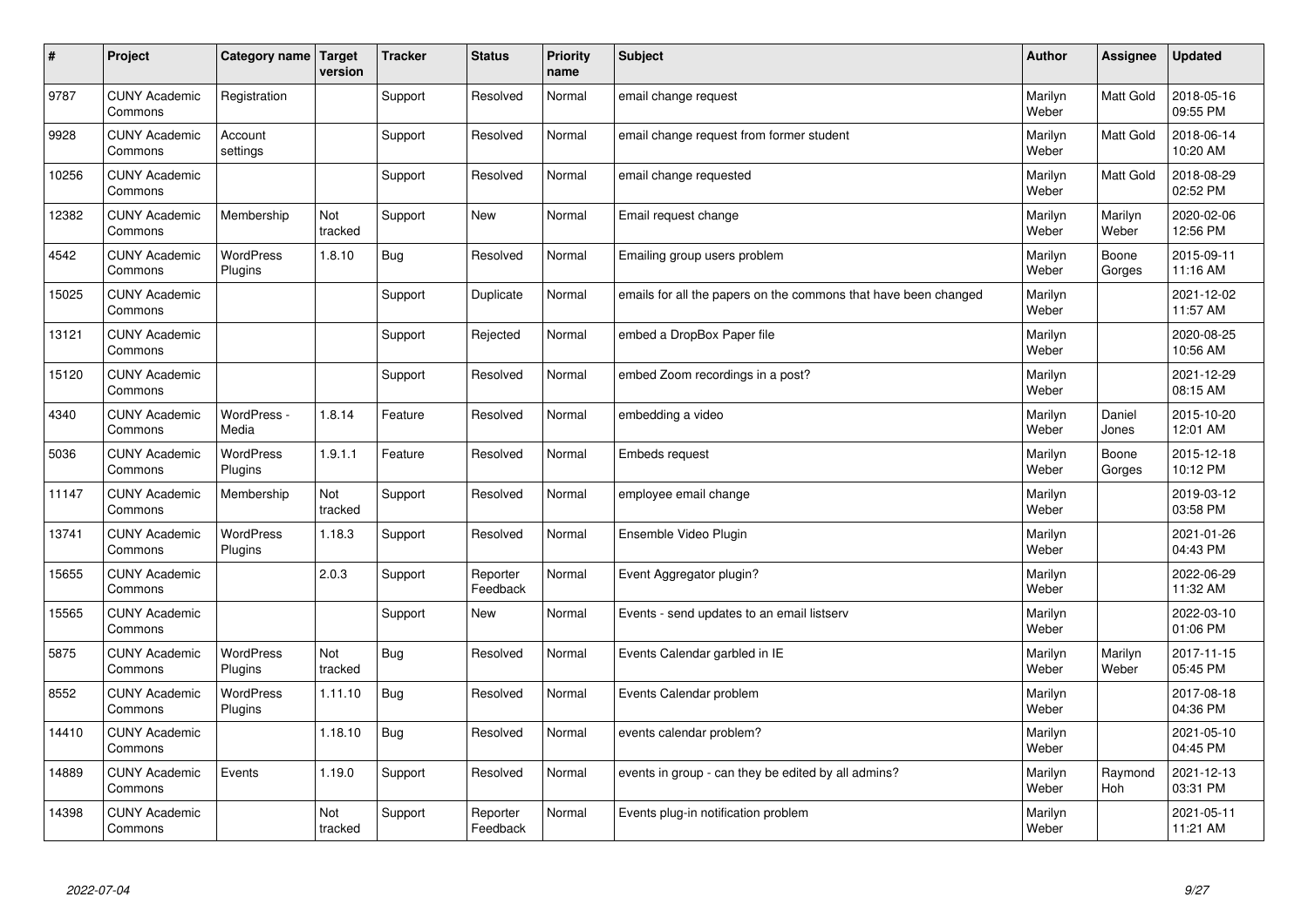| # | Project | Category name | Target version | Tracker | Status | Priority name | Subject | Author | Assignee | Updated |
|---|---|---|---|---|---|---|---|---|---|---|
| 9787 | CUNY Academic Commons | Registration | | Support | Resolved | Normal | email change request | Marilyn Weber | Matt Gold | 2018-05-16 09:55 PM |
| 9928 | CUNY Academic Commons | Account settings | | Support | Resolved | Normal | email change request from former student | Marilyn Weber | Matt Gold | 2018-06-14 10:20 AM |
| 10256 | CUNY Academic Commons | | | Support | Resolved | Normal | email change requested | Marilyn Weber | Matt Gold | 2018-08-29 02:52 PM |
| 12382 | CUNY Academic Commons | Membership | Not tracked | Support | New | Normal | Email request change | Marilyn Weber | Marilyn Weber | 2020-02-06 12:56 PM |
| 4542 | CUNY Academic Commons | WordPress Plugins | 1.8.10 | Bug | Resolved | Normal | Emailing group users problem | Marilyn Weber | Boone Gorges | 2015-09-11 11:16 AM |
| 15025 | CUNY Academic Commons | | | Support | Duplicate | Normal | emails for all the papers on the commons that have been changed | Marilyn Weber | | 2021-12-02 11:57 AM |
| 13121 | CUNY Academic Commons | | | Support | Rejected | Normal | embed a DropBox Paper file | Marilyn Weber | | 2020-08-25 10:56 AM |
| 15120 | CUNY Academic Commons | | | Support | Resolved | Normal | embed Zoom recordings in a post? | Marilyn Weber | | 2021-12-29 08:15 AM |
| 4340 | CUNY Academic Commons | WordPress - Media | 1.8.14 | Feature | Resolved | Normal | embedding a video | Marilyn Weber | Daniel Jones | 2015-10-20 12:01 AM |
| 5036 | CUNY Academic Commons | WordPress Plugins | 1.9.1.1 | Feature | Resolved | Normal | Embeds request | Marilyn Weber | Boone Gorges | 2015-12-18 10:12 PM |
| 11147 | CUNY Academic Commons | Membership | Not tracked | Support | Resolved | Normal | employee email change | Marilyn Weber | | 2019-03-12 03:58 PM |
| 13741 | CUNY Academic Commons | WordPress Plugins | 1.18.3 | Support | Resolved | Normal | Ensemble Video Plugin | Marilyn Weber | | 2021-01-26 04:43 PM |
| 15655 | CUNY Academic Commons | | 2.0.3 | Support | Reporter Feedback | Normal | Event Aggregator plugin? | Marilyn Weber | | 2022-06-29 11:32 AM |
| 15565 | CUNY Academic Commons | | | Support | New | Normal | Events - send updates to an email listserv | Marilyn Weber | | 2022-03-10 01:06 PM |
| 5875 | CUNY Academic Commons | WordPress Plugins | Not tracked | Bug | Resolved | Normal | Events Calendar garbled in IE | Marilyn Weber | Marilyn Weber | 2017-11-15 05:45 PM |
| 8552 | CUNY Academic Commons | WordPress Plugins | 1.11.10 | Bug | Resolved | Normal | Events Calendar problem | Marilyn Weber | | 2017-08-18 04:36 PM |
| 14410 | CUNY Academic Commons | | 1.18.10 | Bug | Resolved | Normal | events calendar problem? | Marilyn Weber | | 2021-05-10 04:45 PM |
| 14889 | CUNY Academic Commons | Events | 1.19.0 | Support | Resolved | Normal | events in group - can they be edited by all admins? | Marilyn Weber | Raymond Hoh | 2021-12-13 03:31 PM |
| 14398 | CUNY Academic Commons | | Not tracked | Support | Reporter Feedback | Normal | Events plug-in notification problem | Marilyn Weber | | 2021-05-11 11:21 AM |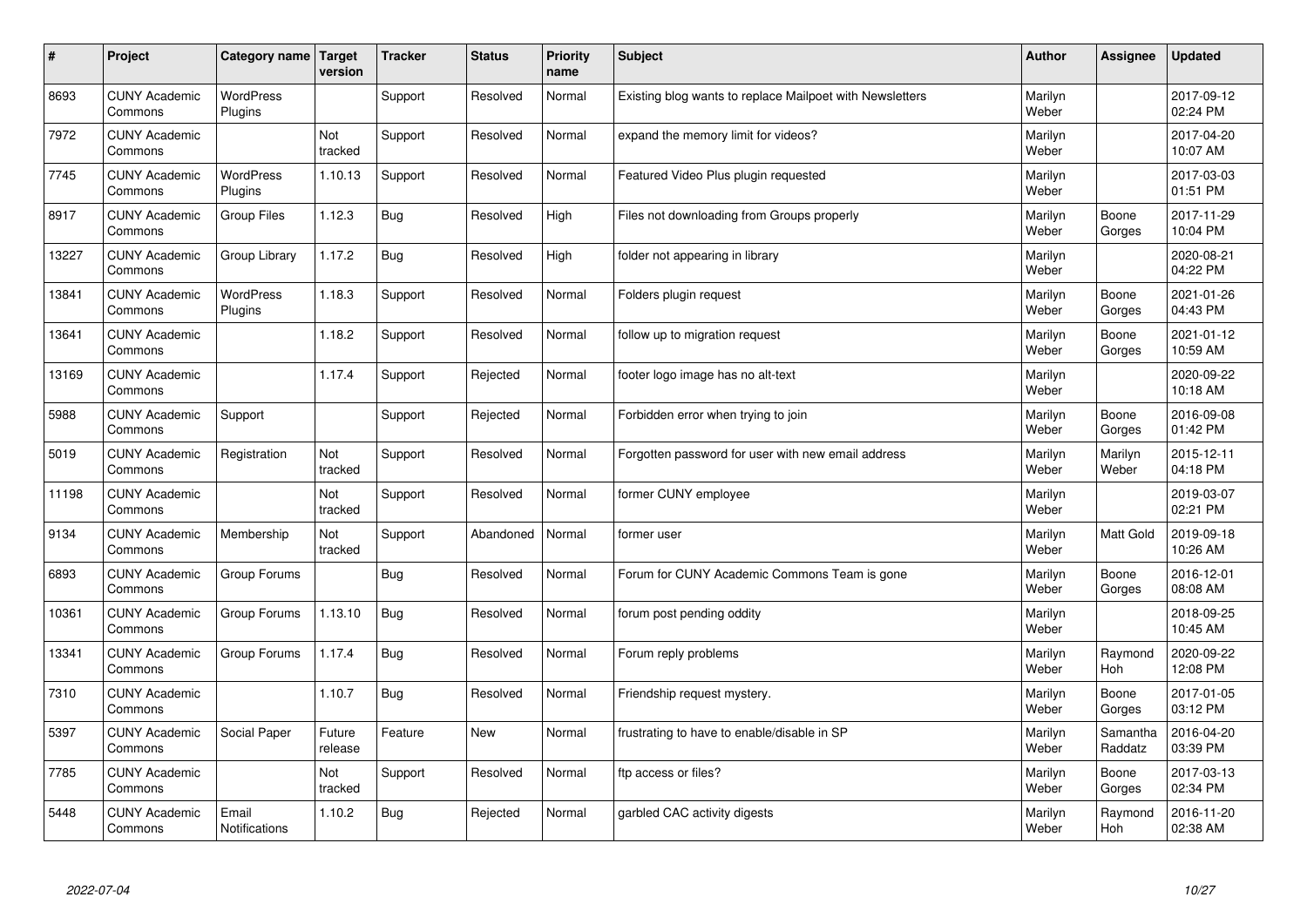| # | Project | Category name | Target version | Tracker | Status | Priority name | Subject | Author | Assignee | Updated |
|---|---|---|---|---|---|---|---|---|---|---|
| 8693 | CUNY Academic Commons | WordPress Plugins | | Support | Resolved | Normal | Existing blog wants to replace Mailpoet with Newsletters | Marilyn Weber | | 2017-09-12 02:24 PM |
| 7972 | CUNY Academic Commons | | Not tracked | Support | Resolved | Normal | expand the memory limit for videos? | Marilyn Weber | | 2017-04-20 10:07 AM |
| 7745 | CUNY Academic Commons | WordPress Plugins | 1.10.13 | Support | Resolved | Normal | Featured Video Plus plugin requested | Marilyn Weber | | 2017-03-03 01:51 PM |
| 8917 | CUNY Academic Commons | Group Files | 1.12.3 | Bug | Resolved | High | Files not downloading from Groups properly | Marilyn Weber | Boone Gorges | 2017-11-29 10:04 PM |
| 13227 | CUNY Academic Commons | Group Library | 1.17.2 | Bug | Resolved | High | folder not appearing in library | Marilyn Weber | | 2020-08-21 04:22 PM |
| 13841 | CUNY Academic Commons | WordPress Plugins | 1.18.3 | Support | Resolved | Normal | Folders plugin request | Marilyn Weber | Boone Gorges | 2021-01-26 04:43 PM |
| 13641 | CUNY Academic Commons | | 1.18.2 | Support | Resolved | Normal | follow up to migration request | Marilyn Weber | Boone Gorges | 2021-01-12 10:59 AM |
| 13169 | CUNY Academic Commons | | 1.17.4 | Support | Rejected | Normal | footer logo image has no alt-text | Marilyn Weber | | 2020-09-22 10:18 AM |
| 5988 | CUNY Academic Commons | Support | | Support | Rejected | Normal | Forbidden error when trying to join | Marilyn Weber | Boone Gorges | 2016-09-08 01:42 PM |
| 5019 | CUNY Academic Commons | Registration | Not tracked | Support | Resolved | Normal | Forgotten password for user with new email address | Marilyn Weber | Marilyn Weber | 2015-12-11 04:18 PM |
| 11198 | CUNY Academic Commons | | Not tracked | Support | Resolved | Normal | former CUNY employee | Marilyn Weber | | 2019-03-07 02:21 PM |
| 9134 | CUNY Academic Commons | Membership | Not tracked | Support | Abandoned | Normal | former user | Marilyn Weber | Matt Gold | 2019-09-18 10:26 AM |
| 6893 | CUNY Academic Commons | Group Forums | | Bug | Resolved | Normal | Forum for CUNY Academic Commons Team is gone | Marilyn Weber | Boone Gorges | 2016-12-01 08:08 AM |
| 10361 | CUNY Academic Commons | Group Forums | 1.13.10 | Bug | Resolved | Normal | forum post pending oddity | Marilyn Weber | | 2018-09-25 10:45 AM |
| 13341 | CUNY Academic Commons | Group Forums | 1.17.4 | Bug | Resolved | Normal | Forum reply problems | Marilyn Weber | Raymond Hoh | 2020-09-22 12:08 PM |
| 7310 | CUNY Academic Commons | | 1.10.7 | Bug | Resolved | Normal | Friendship request mystery. | Marilyn Weber | Boone Gorges | 2017-01-05 03:12 PM |
| 5397 | CUNY Academic Commons | Social Paper | Future release | Feature | New | Normal | frustrating to have to enable/disable in SP | Marilyn Weber | Samantha Raddatz | 2016-04-20 03:39 PM |
| 7785 | CUNY Academic Commons | | Not tracked | Support | Resolved | Normal | ftp access or files? | Marilyn Weber | Boone Gorges | 2017-03-13 02:34 PM |
| 5448 | CUNY Academic Commons | Email Notifications | 1.10.2 | Bug | Rejected | Normal | garbled CAC activity digests | Marilyn Weber | Raymond Hoh | 2016-11-20 02:38 AM |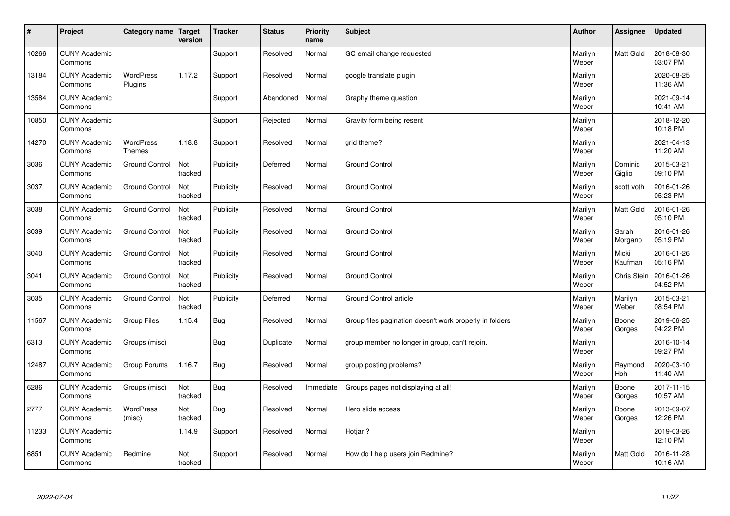| # | Project | Category name | Target version | Tracker | Status | Priority name | Subject | Author | Assignee | Updated |
|---|---|---|---|---|---|---|---|---|---|---|
| 10266 | CUNY Academic Commons | | | Support | Resolved | Normal | GC email change requested | Marilyn Weber | Matt Gold | 2018-08-30 03:07 PM |
| 13184 | CUNY Academic Commons | WordPress Plugins | 1.17.2 | Support | Resolved | Normal | google translate plugin | Marilyn Weber | | 2020-08-25 11:36 AM |
| 13584 | CUNY Academic Commons | | | Support | Abandoned | Normal | Graphy theme question | Marilyn Weber | | 2021-09-14 10:41 AM |
| 10850 | CUNY Academic Commons | | | Support | Rejected | Normal | Gravity form being resent | Marilyn Weber | | 2018-12-20 10:18 PM |
| 14270 | CUNY Academic Commons | WordPress Themes | 1.18.8 | Support | Resolved | Normal | grid theme? | Marilyn Weber | | 2021-04-13 11:20 AM |
| 3036 | CUNY Academic Commons | Ground Control | Not tracked | Publicity | Deferred | Normal | Ground Control | Marilyn Weber | Dominic Giglio | 2015-03-21 09:10 PM |
| 3037 | CUNY Academic Commons | Ground Control | Not tracked | Publicity | Resolved | Normal | Ground Control | Marilyn Weber | scott voth | 2016-01-26 05:23 PM |
| 3038 | CUNY Academic Commons | Ground Control | Not tracked | Publicity | Resolved | Normal | Ground Control | Marilyn Weber | Matt Gold | 2016-01-26 05:10 PM |
| 3039 | CUNY Academic Commons | Ground Control | Not tracked | Publicity | Resolved | Normal | Ground Control | Marilyn Weber | Sarah Morgano | 2016-01-26 05:19 PM |
| 3040 | CUNY Academic Commons | Ground Control | Not tracked | Publicity | Resolved | Normal | Ground Control | Marilyn Weber | Micki Kaufman | 2016-01-26 05:16 PM |
| 3041 | CUNY Academic Commons | Ground Control | Not tracked | Publicity | Resolved | Normal | Ground Control | Marilyn Weber | Chris Stein | 2016-01-26 04:52 PM |
| 3035 | CUNY Academic Commons | Ground Control | Not tracked | Publicity | Deferred | Normal | Ground Control article | Marilyn Weber | Marilyn Weber | 2015-03-21 08:54 PM |
| 11567 | CUNY Academic Commons | Group Files | 1.15.4 | Bug | Resolved | Normal | Group files pagination doesn't work properly in folders | Marilyn Weber | Boone Gorges | 2019-06-25 04:22 PM |
| 6313 | CUNY Academic Commons | Groups (misc) | | Bug | Duplicate | Normal | group member no longer in group, can't rejoin. | Marilyn Weber | | 2016-10-14 09:27 PM |
| 12487 | CUNY Academic Commons | Group Forums | 1.16.7 | Bug | Resolved | Normal | group posting problems? | Marilyn Weber | Raymond Hoh | 2020-03-10 11:40 AM |
| 6286 | CUNY Academic Commons | Groups (misc) | Not tracked | Bug | Resolved | Immediate | Groups pages not displaying at all! | Marilyn Weber | Boone Gorges | 2017-11-15 10:57 AM |
| 2777 | CUNY Academic Commons | WordPress (misc) | Not tracked | Bug | Resolved | Normal | Hero slide access | Marilyn Weber | Boone Gorges | 2013-09-07 12:26 PM |
| 11233 | CUNY Academic Commons | | 1.14.9 | Support | Resolved | Normal | Hotjar ? | Marilyn Weber | | 2019-03-26 12:10 PM |
| 6851 | CUNY Academic Commons | Redmine | Not tracked | Support | Resolved | Normal | How do I help users join Redmine? | Marilyn Weber | Matt Gold | 2016-11-28 10:16 AM |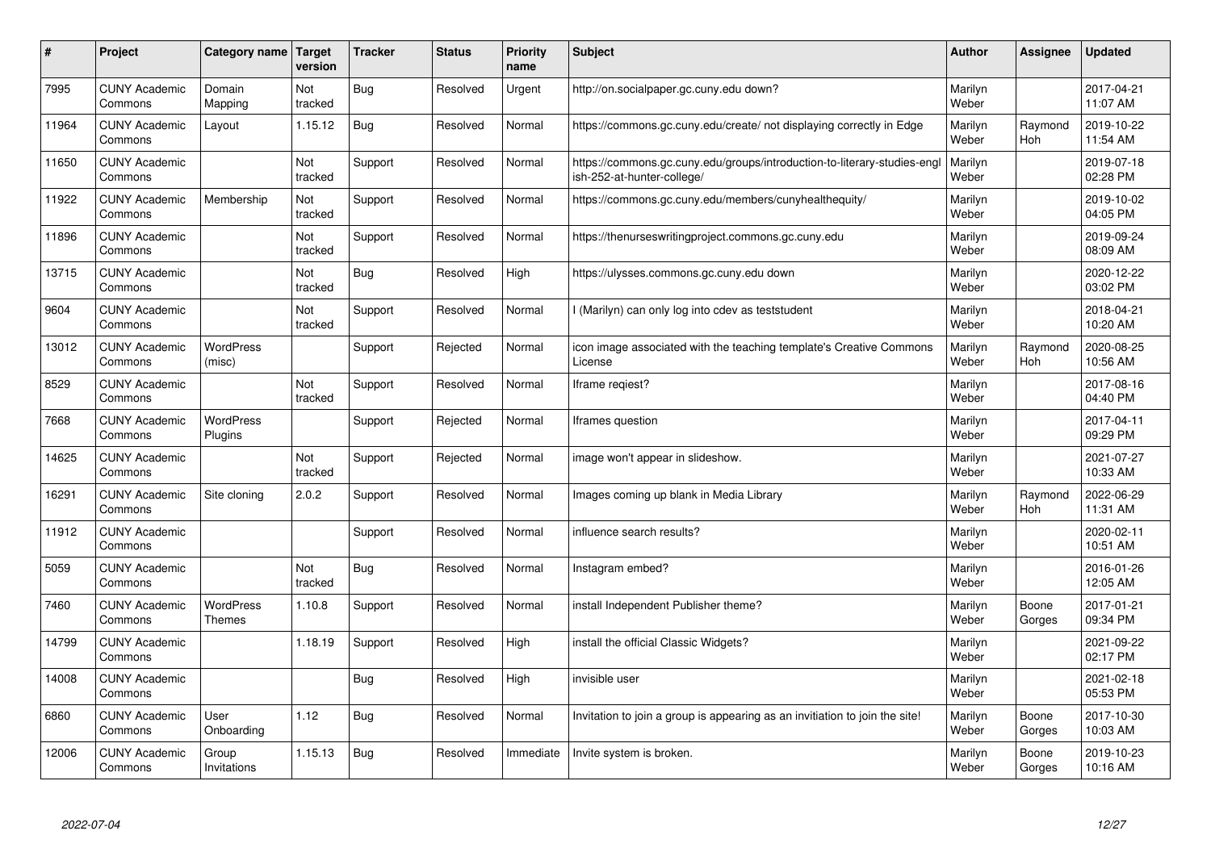| # | Project | Category name | Target version | Tracker | Status | Priority name | Subject | Author | Assignee | Updated |
|---|---|---|---|---|---|---|---|---|---|---|
| 7995 | CUNY Academic Commons | Domain Mapping | Not tracked | Bug | Resolved | Urgent | http://on.socialpaper.gc.cuny.edu down? | Marilyn Weber | | 2017-04-21 11:07 AM |
| 11964 | CUNY Academic Commons | Layout | 1.15.12 | Bug | Resolved | Normal | https://commons.gc.cuny.edu/create/ not displaying correctly in Edge | Marilyn Weber | Raymond Hoh | 2019-10-22 11:54 AM |
| 11650 | CUNY Academic Commons | | Not tracked | Support | Resolved | Normal | https://commons.gc.cuny.edu/groups/introduction-to-literary-studies-english-252-at-hunter-college/ | Marilyn Weber | | 2019-07-18 02:28 PM |
| 11922 | CUNY Academic Commons | Membership | Not tracked | Support | Resolved | Normal | https://commons.gc.cuny.edu/members/cunyhealthequity/ | Marilyn Weber | | 2019-10-02 04:05 PM |
| 11896 | CUNY Academic Commons | | Not tracked | Support | Resolved | Normal | https://thenurseswritingproject.commons.gc.cuny.edu | Marilyn Weber | | 2019-09-24 08:09 AM |
| 13715 | CUNY Academic Commons | | Not tracked | Bug | Resolved | High | https://ulysses.commons.gc.cuny.edu down | Marilyn Weber | | 2020-12-22 03:02 PM |
| 9604 | CUNY Academic Commons | | Not tracked | Support | Resolved | Normal | I (Marilyn) can only log into cdev as teststudent | Marilyn Weber | | 2018-04-21 10:20 AM |
| 13012 | CUNY Academic Commons | WordPress (misc) | | Support | Rejected | Normal | icon image associated with the teaching template's Creative Commons License | Marilyn Weber | Raymond Hoh | 2020-08-25 10:56 AM |
| 8529 | CUNY Academic Commons | | Not tracked | Support | Resolved | Normal | Iframe reqiest? | Marilyn Weber | | 2017-08-16 04:40 PM |
| 7668 | CUNY Academic Commons | WordPress Plugins | | Support | Rejected | Normal | Iframes question | Marilyn Weber | | 2017-04-11 09:29 PM |
| 14625 | CUNY Academic Commons | | Not tracked | Support | Rejected | Normal | image won't appear in slideshow. | Marilyn Weber | | 2021-07-27 10:33 AM |
| 16291 | CUNY Academic Commons | Site cloning | 2.0.2 | Support | Resolved | Normal | Images coming up blank in Media Library | Marilyn Weber | Raymond Hoh | 2022-06-29 11:31 AM |
| 11912 | CUNY Academic Commons | | | Support | Resolved | Normal | influence search results? | Marilyn Weber | | 2020-02-11 10:51 AM |
| 5059 | CUNY Academic Commons | | Not tracked | Bug | Resolved | Normal | Instagram embed? | Marilyn Weber | | 2016-01-26 12:05 AM |
| 7460 | CUNY Academic Commons | WordPress Themes | 1.10.8 | Support | Resolved | Normal | install Independent Publisher theme? | Marilyn Weber | Boone Gorges | 2017-01-21 09:34 PM |
| 14799 | CUNY Academic Commons | | 1.18.19 | Support | Resolved | High | install the official Classic Widgets? | Marilyn Weber | | 2021-09-22 02:17 PM |
| 14008 | CUNY Academic Commons | | | Bug | Resolved | High | invisible user | Marilyn Weber | | 2021-02-18 05:53 PM |
| 6860 | CUNY Academic Commons | User Onboarding | 1.12 | Bug | Resolved | Normal | Invitation to join a group is appearing as an invitiation to join the site! | Marilyn Weber | Boone Gorges | 2017-10-30 10:03 AM |
| 12006 | CUNY Academic Commons | Group Invitations | 1.15.13 | Bug | Resolved | Immediate | Invite system is broken. | Marilyn Weber | Boone Gorges | 2019-10-23 10:16 AM |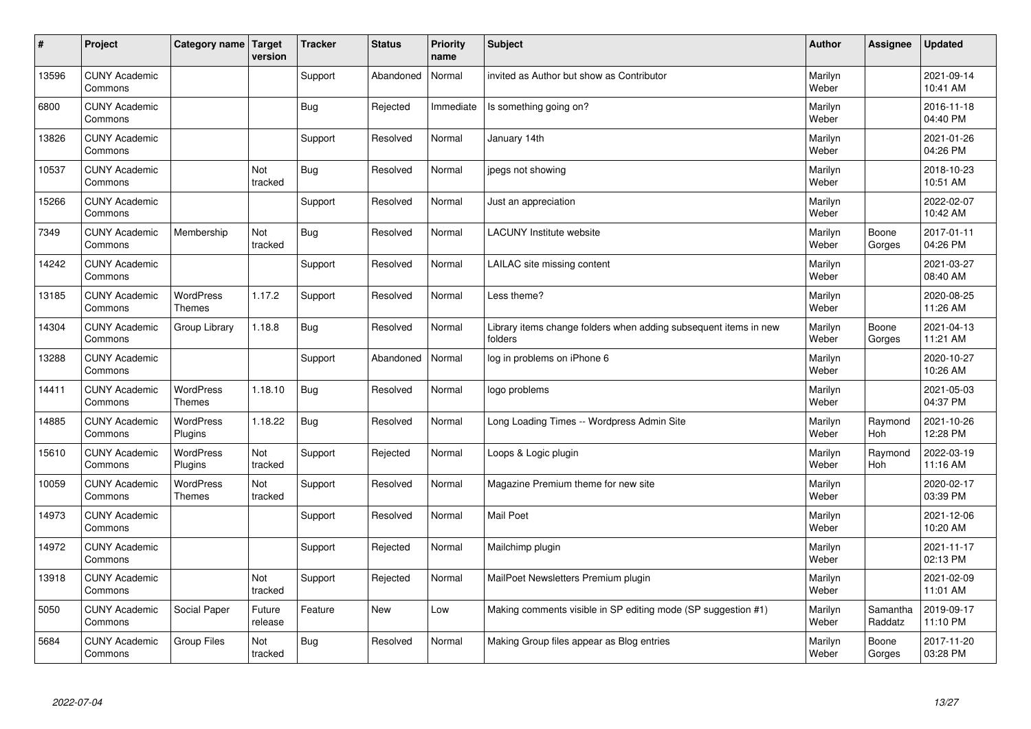| # | Project | Category name | Target version | Tracker | Status | Priority name | Subject | Author | Assignee | Updated |
|---|---|---|---|---|---|---|---|---|---|---|
| 13596 | CUNY Academic Commons | | | Support | Abandoned | Normal | invited as Author but show as Contributor | Marilyn Weber | | 2021-09-14 10:41 AM |
| 6800 | CUNY Academic Commons | | | Bug | Rejected | Immediate | Is something going on? | Marilyn Weber | | 2016-11-18 04:40 PM |
| 13826 | CUNY Academic Commons | | | Support | Resolved | Normal | January 14th | Marilyn Weber | | 2021-01-26 04:26 PM |
| 10537 | CUNY Academic Commons | | Not tracked | Bug | Resolved | Normal | jpegs not showing | Marilyn Weber | | 2018-10-23 10:51 AM |
| 15266 | CUNY Academic Commons | | | Support | Resolved | Normal | Just an appreciation | Marilyn Weber | | 2022-02-07 10:42 AM |
| 7349 | CUNY Academic Commons | Membership | Not tracked | Bug | Resolved | Normal | LACUNY Institute website | Marilyn Weber | Boone Gorges | 2017-01-11 04:26 PM |
| 14242 | CUNY Academic Commons | | | Support | Resolved | Normal | LAILAC site missing content | Marilyn Weber | | 2021-03-27 08:40 AM |
| 13185 | CUNY Academic Commons | WordPress Themes | 1.17.2 | Support | Resolved | Normal | Less theme? | Marilyn Weber | | 2020-08-25 11:26 AM |
| 14304 | CUNY Academic Commons | Group Library | 1.18.8 | Bug | Resolved | Normal | Library items change folders when adding subsequent items in new folders | Marilyn Weber | Boone Gorges | 2021-04-13 11:21 AM |
| 13288 | CUNY Academic Commons | | | Support | Abandoned | Normal | log in problems on iPhone 6 | Marilyn Weber | | 2020-10-27 10:26 AM |
| 14411 | CUNY Academic Commons | WordPress Themes | 1.18.10 | Bug | Resolved | Normal | logo problems | Marilyn Weber | | 2021-05-03 04:37 PM |
| 14885 | CUNY Academic Commons | WordPress Plugins | 1.18.22 | Bug | Resolved | Normal | Long Loading Times -- Wordpress Admin Site | Marilyn Weber | Raymond Hoh | 2021-10-26 12:28 PM |
| 15610 | CUNY Academic Commons | WordPress Plugins | Not tracked | Support | Rejected | Normal | Loops & Logic plugin | Marilyn Weber | Raymond Hoh | 2022-03-19 11:16 AM |
| 10059 | CUNY Academic Commons | WordPress Themes | Not tracked | Support | Resolved | Normal | Magazine Premium theme for new site | Marilyn Weber | | 2020-02-17 03:39 PM |
| 14973 | CUNY Academic Commons | | | Support | Resolved | Normal | Mail Poet | Marilyn Weber | | 2021-12-06 10:20 AM |
| 14972 | CUNY Academic Commons | | | Support | Rejected | Normal | Mailchimp plugin | Marilyn Weber | | 2021-11-17 02:13 PM |
| 13918 | CUNY Academic Commons | | Not tracked | Support | Rejected | Normal | MailPoet Newsletters Premium plugin | Marilyn Weber | | 2021-02-09 11:01 AM |
| 5050 | CUNY Academic Commons | Social Paper | Future release | Feature | New | Low | Making comments visible in SP editing mode (SP suggestion #1) | Marilyn Weber | Samantha Raddatz | 2019-09-17 11:10 PM |
| 5684 | CUNY Academic Commons | Group Files | Not tracked | Bug | Resolved | Normal | Making Group files appear as Blog entries | Marilyn Weber | Boone Gorges | 2017-11-20 03:28 PM |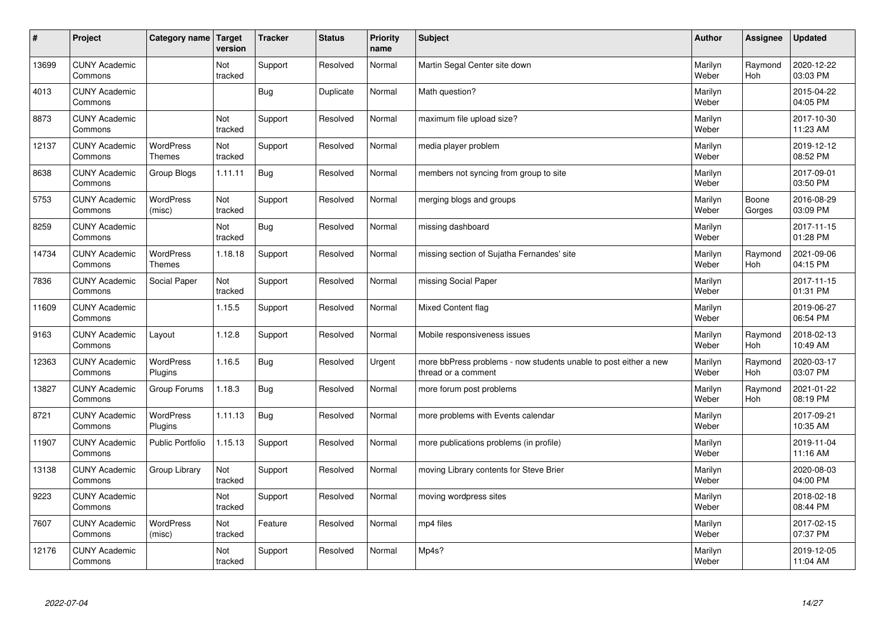| # | Project | Category name | Target version | Tracker | Status | Priority name | Subject | Author | Assignee | Updated |
|---|---|---|---|---|---|---|---|---|---|---|
| 13699 | CUNY Academic Commons | | Not tracked | Support | Resolved | Normal | Martin Segal Center site down | Marilyn Weber | Raymond Hoh | 2020-12-22 03:03 PM |
| 4013 | CUNY Academic Commons | | | Bug | Duplicate | Normal | Math question? | Marilyn Weber | | 2015-04-22 04:05 PM |
| 8873 | CUNY Academic Commons | | Not tracked | Support | Resolved | Normal | maximum file upload size? | Marilyn Weber | | 2017-10-30 11:23 AM |
| 12137 | CUNY Academic Commons | WordPress Themes | Not tracked | Support | Resolved | Normal | media player problem | Marilyn Weber | | 2019-12-12 08:52 PM |
| 8638 | CUNY Academic Commons | Group Blogs | 1.11.11 | Bug | Resolved | Normal | members not syncing from group to site | Marilyn Weber | | 2017-09-01 03:50 PM |
| 5753 | CUNY Academic Commons | WordPress (misc) | Not tracked | Support | Resolved | Normal | merging blogs and groups | Marilyn Weber | Boone Gorges | 2016-08-29 03:09 PM |
| 8259 | CUNY Academic Commons | | Not tracked | Bug | Resolved | Normal | missing dashboard | Marilyn Weber | | 2017-11-15 01:28 PM |
| 14734 | CUNY Academic Commons | WordPress Themes | 1.18.18 | Support | Resolved | Normal | missing section of Sujatha Fernandes' site | Marilyn Weber | Raymond Hoh | 2021-09-06 04:15 PM |
| 7836 | CUNY Academic Commons | Social Paper | Not tracked | Support | Resolved | Normal | missing Social Paper | Marilyn Weber | | 2017-11-15 01:31 PM |
| 11609 | CUNY Academic Commons | | 1.15.5 | Support | Resolved | Normal | Mixed Content flag | Marilyn Weber | | 2019-06-27 06:54 PM |
| 9163 | CUNY Academic Commons | Layout | 1.12.8 | Support | Resolved | Normal | Mobile responsiveness issues | Marilyn Weber | Raymond Hoh | 2018-02-13 10:49 AM |
| 12363 | CUNY Academic Commons | WordPress Plugins | 1.16.5 | Bug | Resolved | Urgent | more bbPress problems - now students unable to post either a new thread or a comment | Marilyn Weber | Raymond Hoh | 2020-03-17 03:07 PM |
| 13827 | CUNY Academic Commons | Group Forums | 1.18.3 | Bug | Resolved | Normal | more forum post problems | Marilyn Weber | Raymond Hoh | 2021-01-22 08:19 PM |
| 8721 | CUNY Academic Commons | WordPress Plugins | 1.11.13 | Bug | Resolved | Normal | more problems with Events calendar | Marilyn Weber | | 2017-09-21 10:35 AM |
| 11907 | CUNY Academic Commons | Public Portfolio | 1.15.13 | Support | Resolved | Normal | more publications problems (in profile) | Marilyn Weber | | 2019-11-04 11:16 AM |
| 13138 | CUNY Academic Commons | Group Library | Not tracked | Support | Resolved | Normal | moving Library contents for Steve Brier | Marilyn Weber | | 2020-08-03 04:00 PM |
| 9223 | CUNY Academic Commons | | Not tracked | Support | Resolved | Normal | moving wordpress sites | Marilyn Weber | | 2018-02-18 08:44 PM |
| 7607 | CUNY Academic Commons | WordPress (misc) | Not tracked | Feature | Resolved | Normal | mp4 files | Marilyn Weber | | 2017-02-15 07:37 PM |
| 12176 | CUNY Academic Commons | | Not tracked | Support | Resolved | Normal | Mp4s? | Marilyn Weber | | 2019-12-05 11:04 AM |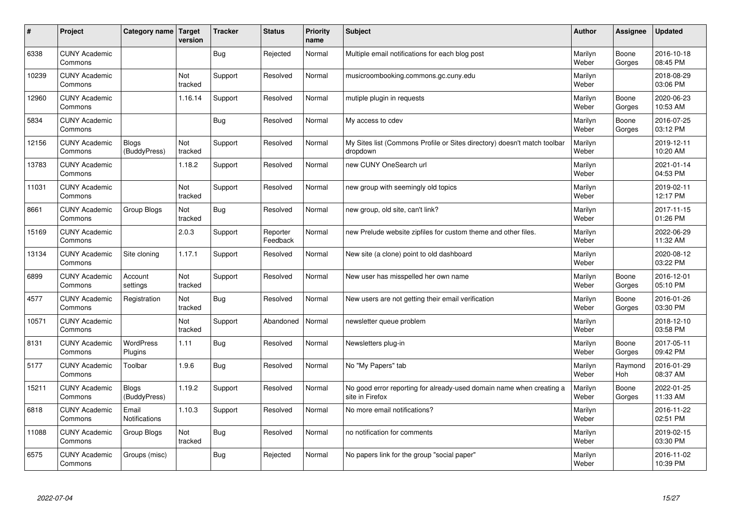| # | Project | Category name | Target version | Tracker | Status | Priority name | Subject | Author | Assignee | Updated |
|---|---|---|---|---|---|---|---|---|---|---|
| 6338 | CUNY Academic Commons | | | Bug | Rejected | Normal | Multiple email notifications for each blog post | Marilyn Weber | Boone Gorges | 2016-10-18 08:45 PM |
| 10239 | CUNY Academic Commons | | Not tracked | Support | Resolved | Normal | musicroombooking.commons.gc.cuny.edu | Marilyn Weber | | 2018-08-29 03:06 PM |
| 12960 | CUNY Academic Commons | | 1.16.14 | Support | Resolved | Normal | mutiple plugin in requests | Marilyn Weber | Boone Gorges | 2020-06-23 10:53 AM |
| 5834 | CUNY Academic Commons | | | Bug | Resolved | Normal | My access to cdev | Marilyn Weber | Boone Gorges | 2016-07-25 03:12 PM |
| 12156 | CUNY Academic Commons | Blogs (BuddyPress) | Not tracked | Support | Resolved | Normal | My Sites list (Commons Profile or Sites directory) doesn't match toolbar dropdown | Marilyn Weber | | 2019-12-11 10:20 AM |
| 13783 | CUNY Academic Commons | | 1.18.2 | Support | Resolved | Normal | new CUNY OneSearch url | Marilyn Weber | | 2021-01-14 04:53 PM |
| 11031 | CUNY Academic Commons | | Not tracked | Support | Resolved | Normal | new group with seemingly old topics | Marilyn Weber | | 2019-02-11 12:17 PM |
| 8661 | CUNY Academic Commons | Group Blogs | Not tracked | Bug | Resolved | Normal | new group, old site, can't link? | Marilyn Weber | | 2017-11-15 01:26 PM |
| 15169 | CUNY Academic Commons | | 2.0.3 | Support | Reporter Feedback | Normal | new Prelude website zipfiles for custom theme and other files. | Marilyn Weber | | 2022-06-29 11:32 AM |
| 13134 | CUNY Academic Commons | Site cloning | 1.17.1 | Support | Resolved | Normal | New site (a clone) point to old dashboard | Marilyn Weber | | 2020-08-12 03:22 PM |
| 6899 | CUNY Academic Commons | Account settings | Not tracked | Support | Resolved | Normal | New user has misspelled her own name | Marilyn Weber | Boone Gorges | 2016-12-01 05:10 PM |
| 4577 | CUNY Academic Commons | Registration | Not tracked | Bug | Resolved | Normal | New users are not getting their email verification | Marilyn Weber | Boone Gorges | 2016-01-26 03:30 PM |
| 10571 | CUNY Academic Commons | | Not tracked | Support | Abandoned | Normal | newsletter queue problem | Marilyn Weber | | 2018-12-10 03:58 PM |
| 8131 | CUNY Academic Commons | WordPress Plugins | 1.11 | Bug | Resolved | Normal | Newsletters plug-in | Marilyn Weber | Boone Gorges | 2017-05-11 09:42 PM |
| 5177 | CUNY Academic Commons | Toolbar | 1.9.6 | Bug | Resolved | Normal | No "My Papers" tab | Marilyn Weber | Raymond Hoh | 2016-01-29 08:37 AM |
| 15211 | CUNY Academic Commons | Blogs (BuddyPress) | 1.19.2 | Support | Resolved | Normal | No good error reporting for already-used domain name when creating a site in Firefox | Marilyn Weber | Boone Gorges | 2022-01-25 11:33 AM |
| 6818 | CUNY Academic Commons | Email Notifications | 1.10.3 | Support | Resolved | Normal | No more email notifications? | Marilyn Weber | | 2016-11-22 02:51 PM |
| 11088 | CUNY Academic Commons | Group Blogs | Not tracked | Bug | Resolved | Normal | no notification for comments | Marilyn Weber | | 2019-02-15 03:30 PM |
| 6575 | CUNY Academic Commons | Groups (misc) | | Bug | Rejected | Normal | No papers link for the group "social paper" | Marilyn Weber | | 2016-11-02 10:39 PM |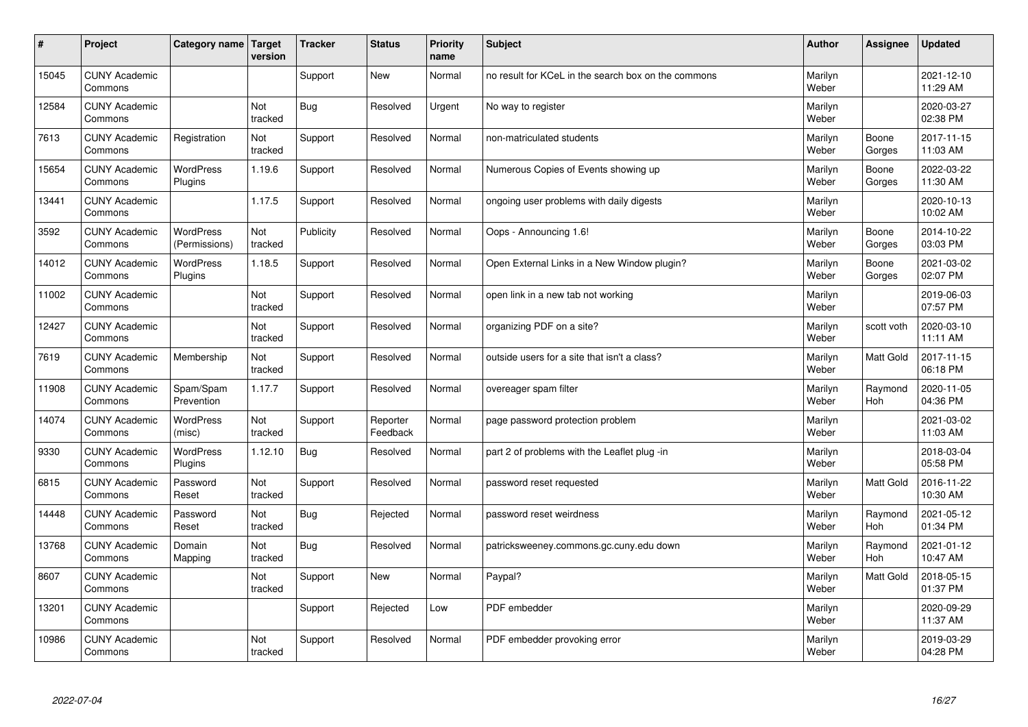| # | Project | Category name | Target version | Tracker | Status | Priority name | Subject | Author | Assignee | Updated |
|---|---|---|---|---|---|---|---|---|---|---|
| 15045 | CUNY Academic Commons | | | Support | New | Normal | no result for KCeL in the search box on the commons | Marilyn Weber | | 2021-12-10 11:29 AM |
| 12584 | CUNY Academic Commons | | Not tracked | Bug | Resolved | Urgent | No way to register | Marilyn Weber | | 2020-03-27 02:38 PM |
| 7613 | CUNY Academic Commons | Registration | Not tracked | Support | Resolved | Normal | non-matriculated students | Marilyn Weber | Boone Gorges | 2017-11-15 11:03 AM |
| 15654 | CUNY Academic Commons | WordPress Plugins | 1.19.6 | Support | Resolved | Normal | Numerous Copies of Events showing up | Marilyn Weber | Boone Gorges | 2022-03-22 11:30 AM |
| 13441 | CUNY Academic Commons | | 1.17.5 | Support | Resolved | Normal | ongoing user problems with daily digests | Marilyn Weber | | 2020-10-13 10:02 AM |
| 3592 | CUNY Academic Commons | WordPress (Permissions) | Not tracked | Publicity | Resolved | Normal | Oops - Announcing 1.6! | Marilyn Weber | Boone Gorges | 2014-10-22 03:03 PM |
| 14012 | CUNY Academic Commons | WordPress Plugins | 1.18.5 | Support | Resolved | Normal | Open External Links in a New Window plugin? | Marilyn Weber | Boone Gorges | 2021-03-02 02:07 PM |
| 11002 | CUNY Academic Commons | | Not tracked | Support | Resolved | Normal | open link in a new tab not working | Marilyn Weber | | 2019-06-03 07:57 PM |
| 12427 | CUNY Academic Commons | | Not tracked | Support | Resolved | Normal | organizing PDF on a site? | Marilyn Weber | scott voth | 2020-03-10 11:11 AM |
| 7619 | CUNY Academic Commons | Membership | Not tracked | Support | Resolved | Normal | outside users for a site that isn't a class? | Marilyn Weber | Matt Gold | 2017-11-15 06:18 PM |
| 11908 | CUNY Academic Commons | Spam/Spam Prevention | 1.17.7 | Support | Resolved | Normal | overeager spam filter | Marilyn Weber | Raymond Hoh | 2020-11-05 04:36 PM |
| 14074 | CUNY Academic Commons | WordPress (misc) | Not tracked | Support | Reporter Feedback | Normal | page password protection problem | Marilyn Weber | | 2021-03-02 11:03 AM |
| 9330 | CUNY Academic Commons | WordPress Plugins | 1.12.10 | Bug | Resolved | Normal | part 2 of problems with the Leaflet plug -in | Marilyn Weber | | 2018-03-04 05:58 PM |
| 6815 | CUNY Academic Commons | Password Reset | Not tracked | Support | Resolved | Normal | password reset requested | Marilyn Weber | Matt Gold | 2016-11-22 10:30 AM |
| 14448 | CUNY Academic Commons | Password Reset | Not tracked | Bug | Rejected | Normal | password reset weirdness | Marilyn Weber | Raymond Hoh | 2021-05-12 01:34 PM |
| 13768 | CUNY Academic Commons | Domain Mapping | Not tracked | Bug | Resolved | Normal | patricksweeney.commons.gc.cuny.edu down | Marilyn Weber | Raymond Hoh | 2021-01-12 10:47 AM |
| 8607 | CUNY Academic Commons | | Not tracked | Support | New | Normal | Paypal? | Marilyn Weber | Matt Gold | 2018-05-15 01:37 PM |
| 13201 | CUNY Academic Commons | | | Support | Rejected | Low | PDF embedder | Marilyn Weber | | 2020-09-29 11:37 AM |
| 10986 | CUNY Academic Commons | | Not tracked | Support | Resolved | Normal | PDF embedder provoking error | Marilyn Weber | | 2019-03-29 04:28 PM |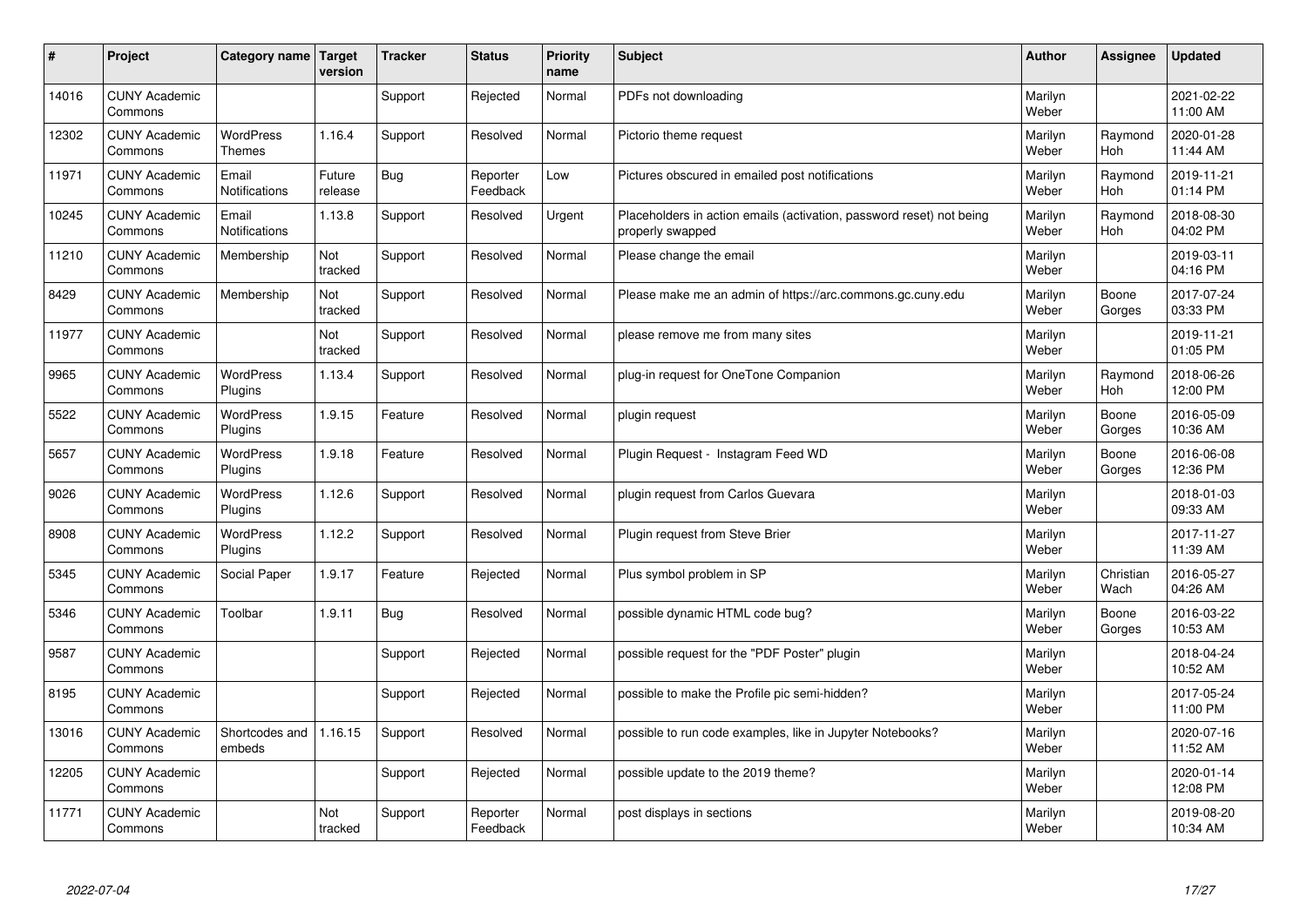| # | Project | Category name | Target version | Tracker | Status | Priority name | Subject | Author | Assignee | Updated |
|---|---|---|---|---|---|---|---|---|---|---|
| 14016 | CUNY Academic Commons | | | Support | Rejected | Normal | PDFs not downloading | Marilyn Weber | | 2021-02-22 11:00 AM |
| 12302 | CUNY Academic Commons | WordPress Themes | 1.16.4 | Support | Resolved | Normal | Pictorio theme request | Marilyn Weber | Raymond Hoh | 2020-01-28 11:44 AM |
| 11971 | CUNY Academic Commons | Email Notifications | Future release | Bug | Reporter Feedback | Low | Pictures obscured in emailed post notifications | Marilyn Weber | Raymond Hoh | 2019-11-21 01:14 PM |
| 10245 | CUNY Academic Commons | Email Notifications | 1.13.8 | Support | Resolved | Urgent | Placeholders in action emails (activation, password reset) not being properly swapped | Marilyn Weber | Raymond Hoh | 2018-08-30 04:02 PM |
| 11210 | CUNY Academic Commons | Membership | Not tracked | Support | Resolved | Normal | Please change the email | Marilyn Weber | | 2019-03-11 04:16 PM |
| 8429 | CUNY Academic Commons | Membership | Not tracked | Support | Resolved | Normal | Please make me an admin of https://arc.commons.gc.cuny.edu | Marilyn Weber | Boone Gorges | 2017-07-24 03:33 PM |
| 11977 | CUNY Academic Commons | | Not tracked | Support | Resolved | Normal | please remove me from many sites | Marilyn Weber | | 2019-11-21 01:05 PM |
| 9965 | CUNY Academic Commons | WordPress Plugins | 1.13.4 | Support | Resolved | Normal | plug-in request for OneTone Companion | Marilyn Weber | Raymond Hoh | 2018-06-26 12:00 PM |
| 5522 | CUNY Academic Commons | WordPress Plugins | 1.9.15 | Feature | Resolved | Normal | plugin request | Marilyn Weber | Boone Gorges | 2016-05-09 10:36 AM |
| 5657 | CUNY Academic Commons | WordPress Plugins | 1.9.18 | Feature | Resolved | Normal | Plugin Request - Instagram Feed WD | Marilyn Weber | Boone Gorges | 2016-06-08 12:36 PM |
| 9026 | CUNY Academic Commons | WordPress Plugins | 1.12.6 | Support | Resolved | Normal | plugin request from Carlos Guevara | Marilyn Weber | | 2018-01-03 09:33 AM |
| 8908 | CUNY Academic Commons | WordPress Plugins | 1.12.2 | Support | Resolved | Normal | Plugin request from Steve Brier | Marilyn Weber | | 2017-11-27 11:39 AM |
| 5345 | CUNY Academic Commons | Social Paper | 1.9.17 | Feature | Rejected | Normal | Plus symbol problem in SP | Marilyn Weber | Christian Wach | 2016-05-27 04:26 AM |
| 5346 | CUNY Academic Commons | Toolbar | 1.9.11 | Bug | Resolved | Normal | possible dynamic HTML code bug? | Marilyn Weber | Boone Gorges | 2016-03-22 10:53 AM |
| 9587 | CUNY Academic Commons | | | Support | Rejected | Normal | possible request for the "PDF Poster" plugin | Marilyn Weber | | 2018-04-24 10:52 AM |
| 8195 | CUNY Academic Commons | | | Support | Rejected | Normal | possible to make the Profile pic semi-hidden? | Marilyn Weber | | 2017-05-24 11:00 PM |
| 13016 | CUNY Academic Commons | Shortcodes and embeds | 1.16.15 | Support | Resolved | Normal | possible to run code examples, like in Jupyter Notebooks? | Marilyn Weber | | 2020-07-16 11:52 AM |
| 12205 | CUNY Academic Commons | | | Support | Rejected | Normal | possible update to the 2019 theme? | Marilyn Weber | | 2020-01-14 12:08 PM |
| 11771 | CUNY Academic Commons | | Not tracked | Support | Reporter Feedback | Normal | post displays in sections | Marilyn Weber | | 2019-08-20 10:34 AM |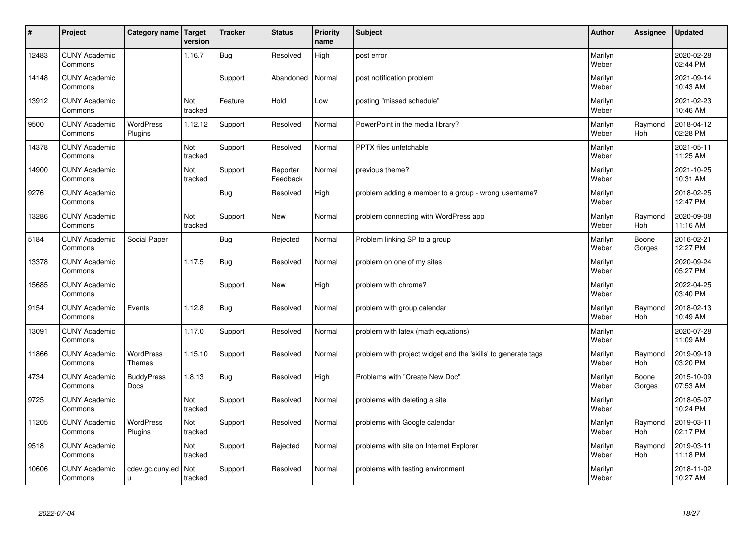| # | Project | Category name | Target version | Tracker | Status | Priority name | Subject | Author | Assignee | Updated |
|---|---|---|---|---|---|---|---|---|---|---|
| 12483 | CUNY Academic Commons | | 1.16.7 | Bug | Resolved | High | post error | Marilyn Weber | | 2020-02-28 02:44 PM |
| 14148 | CUNY Academic Commons | | | Support | Abandoned | Normal | post notification problem | Marilyn Weber | | 2021-09-14 10:43 AM |
| 13912 | CUNY Academic Commons | | Not tracked | Feature | Hold | Low | posting "missed schedule" | Marilyn Weber | | 2021-02-23 10:46 AM |
| 9500 | CUNY Academic Commons | WordPress Plugins | 1.12.12 | Support | Resolved | Normal | PowerPoint in the media library? | Marilyn Weber | Raymond Hoh | 2018-04-12 02:28 PM |
| 14378 | CUNY Academic Commons | | Not tracked | Support | Resolved | Normal | PPTX files unfetchable | Marilyn Weber | | 2021-05-11 11:25 AM |
| 14900 | CUNY Academic Commons | | Not tracked | Support | Reporter Feedback | Normal | previous theme? | Marilyn Weber | | 2021-10-25 10:31 AM |
| 9276 | CUNY Academic Commons | | | Bug | Resolved | High | problem adding a member to a group - wrong username? | Marilyn Weber | | 2018-02-25 12:47 PM |
| 13286 | CUNY Academic Commons | | Not tracked | Support | New | Normal | problem connecting with WordPress app | Marilyn Weber | Raymond Hoh | 2020-09-08 11:16 AM |
| 5184 | CUNY Academic Commons | Social Paper | | Bug | Rejected | Normal | Problem linking SP to a group | Marilyn Weber | Boone Gorges | 2016-02-21 12:27 PM |
| 13378 | CUNY Academic Commons | | 1.17.5 | Bug | Resolved | Normal | problem on one of my sites | Marilyn Weber | | 2020-09-24 05:27 PM |
| 15685 | CUNY Academic Commons | | | Support | New | High | problem with chrome? | Marilyn Weber | | 2022-04-25 03:40 PM |
| 9154 | CUNY Academic Commons | Events | 1.12.8 | Bug | Resolved | Normal | problem with group calendar | Marilyn Weber | Raymond Hoh | 2018-02-13 10:49 AM |
| 13091 | CUNY Academic Commons | | 1.17.0 | Support | Resolved | Normal | problem with latex (math equations) | Marilyn Weber | | 2020-07-28 11:09 AM |
| 11866 | CUNY Academic Commons | WordPress Themes | 1.15.10 | Support | Resolved | Normal | problem with project widget and the 'skills' to generate tags | Marilyn Weber | Raymond Hoh | 2019-09-19 03:20 PM |
| 4734 | CUNY Academic Commons | BuddyPress Docs | 1.8.13 | Bug | Resolved | High | Problems with "Create New Doc" | Marilyn Weber | Boone Gorges | 2015-10-09 07:53 AM |
| 9725 | CUNY Academic Commons | | Not tracked | Support | Resolved | Normal | problems with deleting a site | Marilyn Weber | | 2018-05-07 10:24 PM |
| 11205 | CUNY Academic Commons | WordPress Plugins | Not tracked | Support | Resolved | Normal | problems with Google calendar | Marilyn Weber | Raymond Hoh | 2019-03-11 02:17 PM |
| 9518 | CUNY Academic Commons | | Not tracked | Support | Rejected | Normal | problems with site on Internet Explorer | Marilyn Weber | Raymond Hoh | 2019-03-11 11:18 PM |
| 10606 | CUNY Academic Commons | cdev.gc.cuny.edu | Not tracked | Support | Resolved | Normal | problems with testing environment | Marilyn Weber | | 2018-11-02 10:27 AM |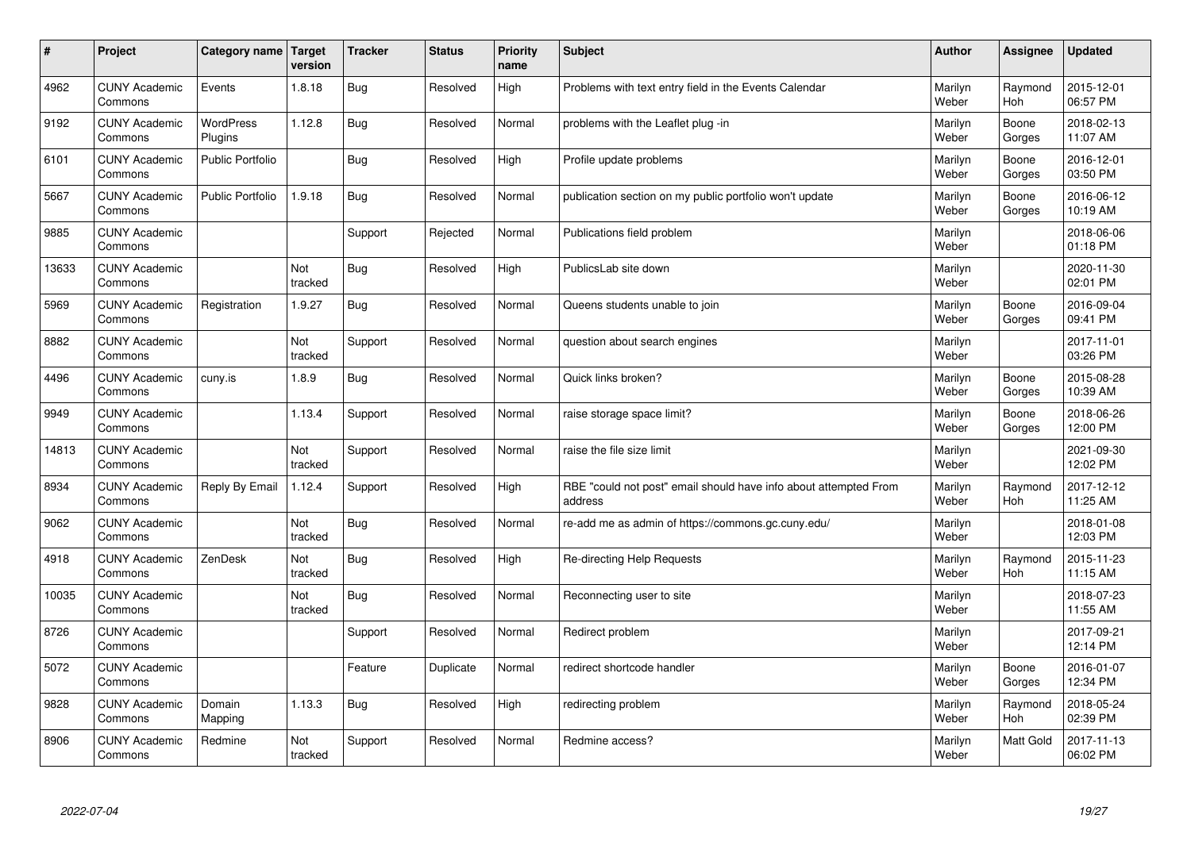| # | Project | Category name | Target version | Tracker | Status | Priority name | Subject | Author | Assignee | Updated |
|---|---|---|---|---|---|---|---|---|---|---|
| 4962 | CUNY Academic Commons | Events | 1.8.18 | Bug | Resolved | High | Problems with text entry field in the Events Calendar | Marilyn Weber | Raymond Hoh | 2015-12-01 06:57 PM |
| 9192 | CUNY Academic Commons | WordPress Plugins | 1.12.8 | Bug | Resolved | Normal | problems with the Leaflet plug -in | Marilyn Weber | Boone Gorges | 2018-02-13 11:07 AM |
| 6101 | CUNY Academic Commons | Public Portfolio | | Bug | Resolved | High | Profile update problems | Marilyn Weber | Boone Gorges | 2016-12-01 03:50 PM |
| 5667 | CUNY Academic Commons | Public Portfolio | 1.9.18 | Bug | Resolved | Normal | publication section on my public portfolio won't update | Marilyn Weber | Boone Gorges | 2016-06-12 10:19 AM |
| 9885 | CUNY Academic Commons | | | Support | Rejected | Normal | Publications field problem | Marilyn Weber | | 2018-06-06 01:18 PM |
| 13633 | CUNY Academic Commons | | Not tracked | Bug | Resolved | High | PublicsLab site down | Marilyn Weber | | 2020-11-30 02:01 PM |
| 5969 | CUNY Academic Commons | Registration | 1.9.27 | Bug | Resolved | Normal | Queens students unable to join | Marilyn Weber | Boone Gorges | 2016-09-04 09:41 PM |
| 8882 | CUNY Academic Commons | | Not tracked | Support | Resolved | Normal | question about search engines | Marilyn Weber | | 2017-11-01 03:26 PM |
| 4496 | CUNY Academic Commons | cuny.is | 1.8.9 | Bug | Resolved | Normal | Quick links broken? | Marilyn Weber | Boone Gorges | 2015-08-28 10:39 AM |
| 9949 | CUNY Academic Commons | | 1.13.4 | Support | Resolved | Normal | raise storage space limit? | Marilyn Weber | Boone Gorges | 2018-06-26 12:00 PM |
| 14813 | CUNY Academic Commons | | Not tracked | Support | Resolved | Normal | raise the file size limit | Marilyn Weber | | 2021-09-30 12:02 PM |
| 8934 | CUNY Academic Commons | Reply By Email | 1.12.4 | Support | Resolved | High | RBE "could not post" email should have info about attempted From address | Marilyn Weber | Raymond Hoh | 2017-12-12 11:25 AM |
| 9062 | CUNY Academic Commons | | Not tracked | Bug | Resolved | Normal | re-add me as admin of https://commons.gc.cuny.edu/ | Marilyn Weber | | 2018-01-08 12:03 PM |
| 4918 | CUNY Academic Commons | ZenDesk | Not tracked | Bug | Resolved | High | Re-directing Help Requests | Marilyn Weber | Raymond Hoh | 2015-11-23 11:15 AM |
| 10035 | CUNY Academic Commons | | Not tracked | Bug | Resolved | Normal | Reconnecting user to site | Marilyn Weber | | 2018-07-23 11:55 AM |
| 8726 | CUNY Academic Commons | | | Support | Resolved | Normal | Redirect problem | Marilyn Weber | | 2017-09-21 12:14 PM |
| 5072 | CUNY Academic Commons | | | Feature | Duplicate | Normal | redirect shortcode handler | Marilyn Weber | Boone Gorges | 2016-01-07 12:34 PM |
| 9828 | CUNY Academic Commons | Domain Mapping | 1.13.3 | Bug | Resolved | High | redirecting problem | Marilyn Weber | Raymond Hoh | 2018-05-24 02:39 PM |
| 8906 | CUNY Academic Commons | Redmine | Not tracked | Support | Resolved | Normal | Redmine access? | Marilyn Weber | Matt Gold | 2017-11-13 06:02 PM |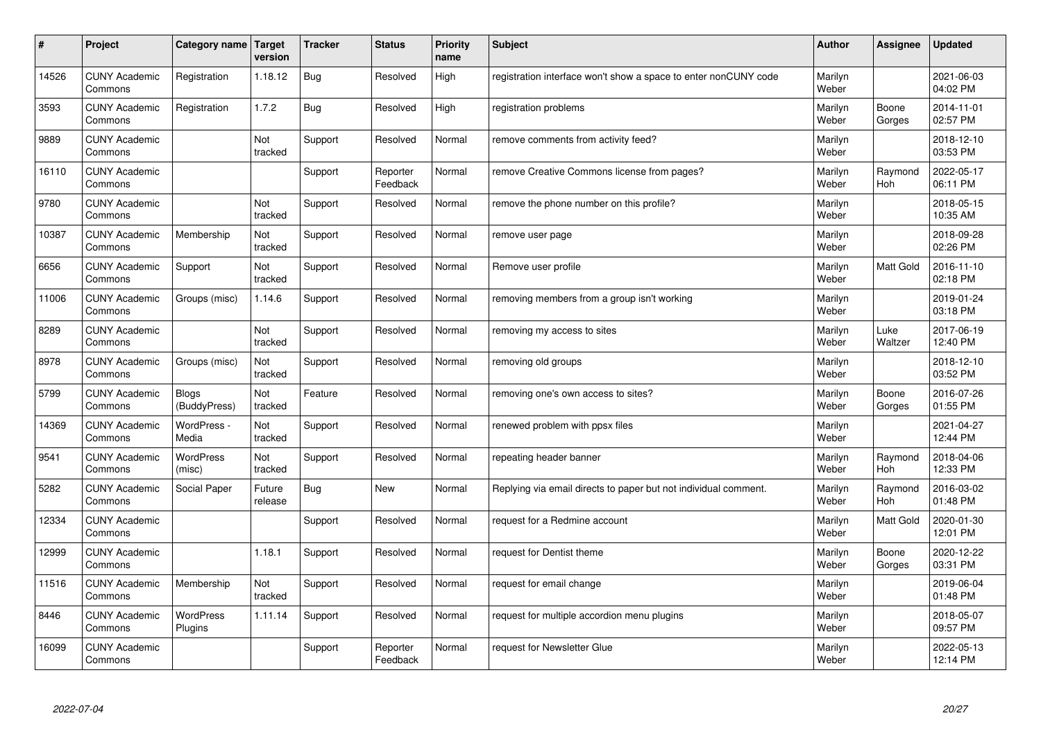| # | Project | Category name | Target version | Tracker | Status | Priority name | Subject | Author | Assignee | Updated |
|---|---|---|---|---|---|---|---|---|---|---|
| 14526 | CUNY Academic Commons | Registration | 1.18.12 | Bug | Resolved | High | registration interface won't show a space to enter nonCUNY code | Marilyn Weber | | 2021-06-03 04:02 PM |
| 3593 | CUNY Academic Commons | Registration | 1.7.2 | Bug | Resolved | High | registration problems | Marilyn Weber | Boone Gorges | 2014-11-01 02:57 PM |
| 9889 | CUNY Academic Commons | | Not tracked | Support | Resolved | Normal | remove comments from activity feed? | Marilyn Weber | | 2018-12-10 03:53 PM |
| 16110 | CUNY Academic Commons | | | Support | Reporter Feedback | Normal | remove Creative Commons license from pages? | Marilyn Weber | Raymond Hoh | 2022-05-17 06:11 PM |
| 9780 | CUNY Academic Commons | | Not tracked | Support | Resolved | Normal | remove the phone number on this profile? | Marilyn Weber | | 2018-05-15 10:35 AM |
| 10387 | CUNY Academic Commons | Membership | Not tracked | Support | Resolved | Normal | remove user page | Marilyn Weber | | 2018-09-28 02:26 PM |
| 6656 | CUNY Academic Commons | Support | Not tracked | Support | Resolved | Normal | Remove user profile | Marilyn Weber | Matt Gold | 2016-11-10 02:18 PM |
| 11006 | CUNY Academic Commons | Groups (misc) | 1.14.6 | Support | Resolved | Normal | removing members from a group isn't working | Marilyn Weber | | 2019-01-24 03:18 PM |
| 8289 | CUNY Academic Commons | | Not tracked | Support | Resolved | Normal | removing my access to sites | Marilyn Weber | Luke Waltzer | 2017-06-19 12:40 PM |
| 8978 | CUNY Academic Commons | Groups (misc) | Not tracked | Support | Resolved | Normal | removing old groups | Marilyn Weber | | 2018-12-10 03:52 PM |
| 5799 | CUNY Academic Commons | Blogs (BuddyPress) | Not tracked | Feature | Resolved | Normal | removing one's own access to sites? | Marilyn Weber | Boone Gorges | 2016-07-26 01:55 PM |
| 14369 | CUNY Academic Commons | WordPress - Media | Not tracked | Support | Resolved | Normal | renewed problem with ppsx files | Marilyn Weber | | 2021-04-27 12:44 PM |
| 9541 | CUNY Academic Commons | WordPress (misc) | Not tracked | Support | Resolved | Normal | repeating header banner | Marilyn Weber | Raymond Hoh | 2018-04-06 12:33 PM |
| 5282 | CUNY Academic Commons | Social Paper | Future release | Bug | New | Normal | Replying via email directs to paper but not individual comment. | Marilyn Weber | Raymond Hoh | 2016-03-02 01:48 PM |
| 12334 | CUNY Academic Commons | | | Support | Resolved | Normal | request for a Redmine account | Marilyn Weber | Matt Gold | 2020-01-30 12:01 PM |
| 12999 | CUNY Academic Commons | | 1.18.1 | Support | Resolved | Normal | request for Dentist theme | Marilyn Weber | Boone Gorges | 2020-12-22 03:31 PM |
| 11516 | CUNY Academic Commons | Membership | Not tracked | Support | Resolved | Normal | request for email change | Marilyn Weber | | 2019-06-04 01:48 PM |
| 8446 | CUNY Academic Commons | WordPress Plugins | 1.11.14 | Support | Resolved | Normal | request for multiple accordion menu plugins | Marilyn Weber | | 2018-05-07 09:57 PM |
| 16099 | CUNY Academic Commons | | | Support | Reporter Feedback | Normal | request for Newsletter Glue | Marilyn Weber | | 2022-05-13 12:14 PM |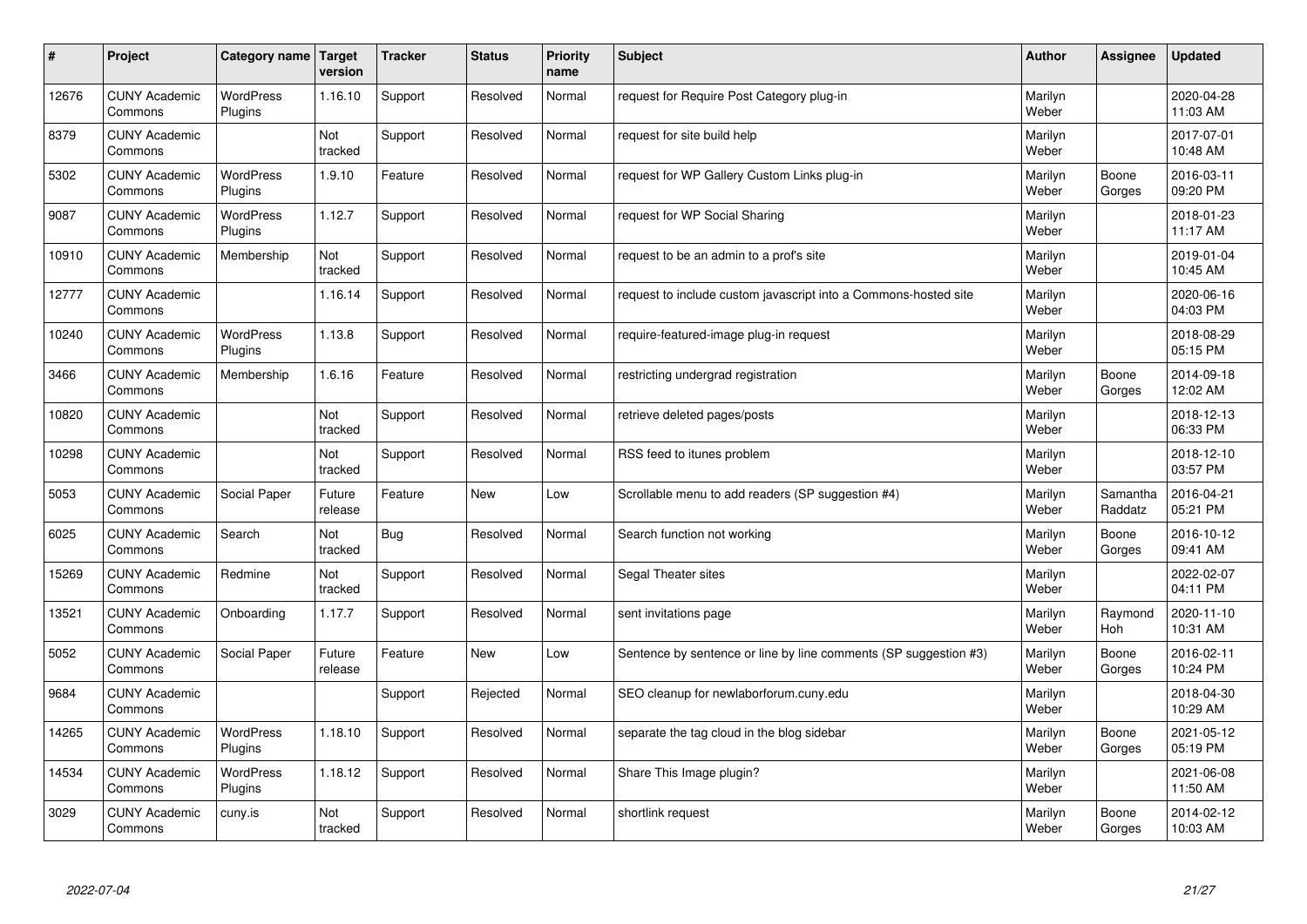| # | Project | Category name | Target version | Tracker | Status | Priority name | Subject | Author | Assignee | Updated |
|---|---|---|---|---|---|---|---|---|---|---|
| 12676 | CUNY Academic Commons | WordPress Plugins | 1.16.10 | Support | Resolved | Normal | request for Require Post Category plug-in | Marilyn Weber | | 2020-04-28 11:03 AM |
| 8379 | CUNY Academic Commons | | Not tracked | Support | Resolved | Normal | request for site build help | Marilyn Weber | | 2017-07-01 10:48 AM |
| 5302 | CUNY Academic Commons | WordPress Plugins | 1.9.10 | Feature | Resolved | Normal | request for WP Gallery Custom Links plug-in | Marilyn Weber | Boone Gorges | 2016-03-11 09:20 PM |
| 9087 | CUNY Academic Commons | WordPress Plugins | 1.12.7 | Support | Resolved | Normal | request for WP Social Sharing | Marilyn Weber | | 2018-01-23 11:17 AM |
| 10910 | CUNY Academic Commons | Membership | Not tracked | Support | Resolved | Normal | request to be an admin to a prof's site | Marilyn Weber | | 2019-01-04 10:45 AM |
| 12777 | CUNY Academic Commons | | 1.16.14 | Support | Resolved | Normal | request to include custom javascript into a Commons-hosted site | Marilyn Weber | | 2020-06-16 04:03 PM |
| 10240 | CUNY Academic Commons | WordPress Plugins | 1.13.8 | Support | Resolved | Normal | require-featured-image plug-in request | Marilyn Weber | | 2018-08-29 05:15 PM |
| 3466 | CUNY Academic Commons | Membership | 1.6.16 | Feature | Resolved | Normal | restricting undergrad registration | Marilyn Weber | Boone Gorges | 2014-09-18 12:02 AM |
| 10820 | CUNY Academic Commons | | Not tracked | Support | Resolved | Normal | retrieve deleted pages/posts | Marilyn Weber | | 2018-12-13 06:33 PM |
| 10298 | CUNY Academic Commons | | Not tracked | Support | Resolved | Normal | RSS feed to itunes problem | Marilyn Weber | | 2018-12-10 03:57 PM |
| 5053 | CUNY Academic Commons | Social Paper | Future release | Feature | New | Low | Scrollable menu to add readers (SP suggestion #4) | Marilyn Weber | Samantha Raddatz | 2016-04-21 05:21 PM |
| 6025 | CUNY Academic Commons | Search | Not tracked | Bug | Resolved | Normal | Search function not working | Marilyn Weber | Boone Gorges | 2016-10-12 09:41 AM |
| 15269 | CUNY Academic Commons | Redmine | Not tracked | Support | Resolved | Normal | Segal Theater sites | Marilyn Weber | | 2022-02-07 04:11 PM |
| 13521 | CUNY Academic Commons | Onboarding | 1.17.7 | Support | Resolved | Normal | sent invitations page | Marilyn Weber | Raymond Hoh | 2020-11-10 10:31 AM |
| 5052 | CUNY Academic Commons | Social Paper | Future release | Feature | New | Low | Sentence by sentence or line by line comments (SP suggestion #3) | Marilyn Weber | Boone Gorges | 2016-02-11 10:24 PM |
| 9684 | CUNY Academic Commons | | | Support | Rejected | Normal | SEO cleanup for newlaborforum.cuny.edu | Marilyn Weber | | 2018-04-30 10:29 AM |
| 14265 | CUNY Academic Commons | WordPress Plugins | 1.18.10 | Support | Resolved | Normal | separate the tag cloud in the blog sidebar | Marilyn Weber | Boone Gorges | 2021-05-12 05:19 PM |
| 14534 | CUNY Academic Commons | WordPress Plugins | 1.18.12 | Support | Resolved | Normal | Share This Image plugin? | Marilyn Weber | | 2021-06-08 11:50 AM |
| 3029 | CUNY Academic Commons | cuny.is | Not tracked | Support | Resolved | Normal | shortlink request | Marilyn Weber | Boone Gorges | 2014-02-12 10:03 AM |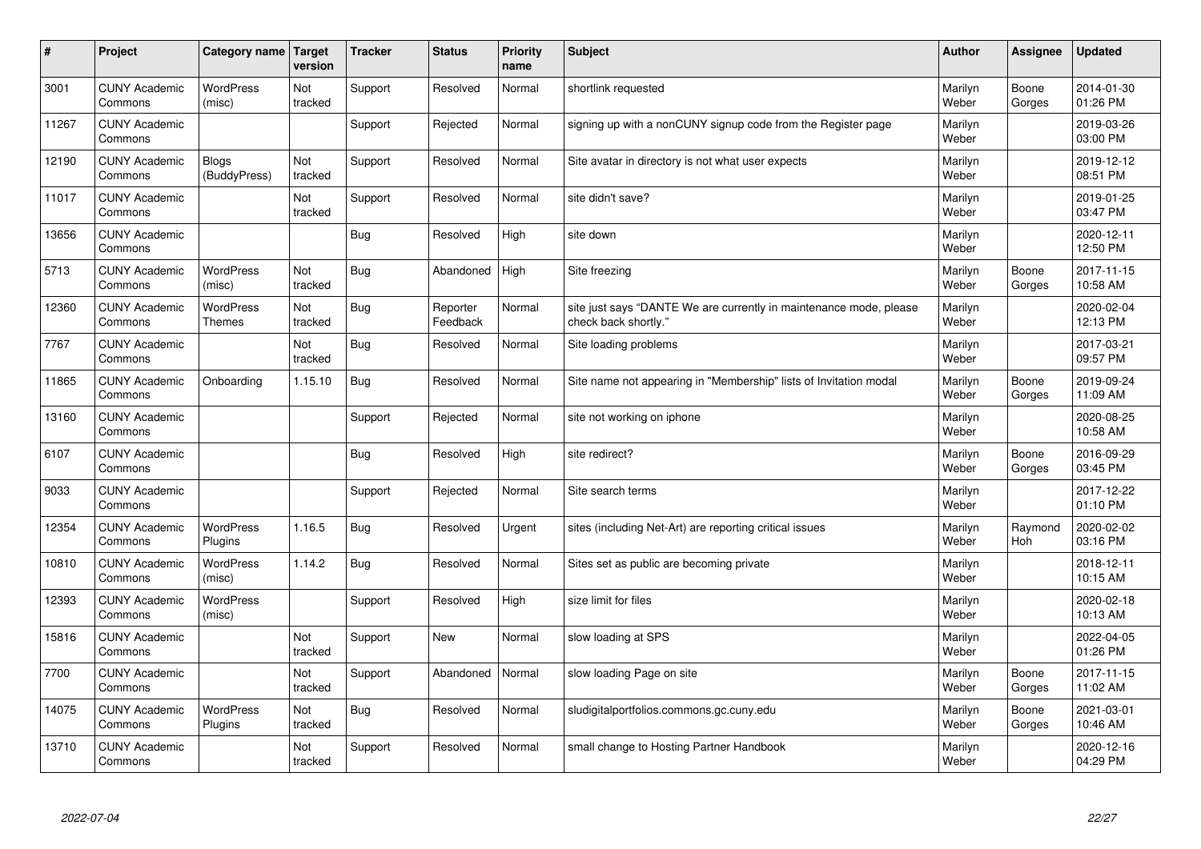| # | Project | Category name | Target version | Tracker | Status | Priority name | Subject | Author | Assignee | Updated |
|---|---|---|---|---|---|---|---|---|---|---|
| 3001 | CUNY Academic Commons | WordPress (misc) | Not tracked | Support | Resolved | Normal | shortlink requested | Marilyn Weber | Boone Gorges | 2014-01-30 01:26 PM |
| 11267 | CUNY Academic Commons | | | Support | Rejected | Normal | signing up with a nonCUNY signup code from the Register page | Marilyn Weber | | 2019-03-26 03:00 PM |
| 12190 | CUNY Academic Commons | Blogs (BuddyPress) | Not tracked | Support | Resolved | Normal | Site avatar in directory is not what user expects | Marilyn Weber | | 2019-12-12 08:51 PM |
| 11017 | CUNY Academic Commons | | Not tracked | Support | Resolved | Normal | site didn't save? | Marilyn Weber | | 2019-01-25 03:47 PM |
| 13656 | CUNY Academic Commons | | | Bug | Resolved | High | site down | Marilyn Weber | | 2020-12-11 12:50 PM |
| 5713 | CUNY Academic Commons | WordPress (misc) | Not tracked | Bug | Abandoned | High | Site freezing | Marilyn Weber | Boone Gorges | 2017-11-15 10:58 AM |
| 12360 | CUNY Academic Commons | WordPress Themes | Not tracked | Bug | Reporter Feedback | Normal | site just says "DANTE We are currently in maintenance mode, please check back shortly." | Marilyn Weber | | 2020-02-04 12:13 PM |
| 7767 | CUNY Academic Commons | | Not tracked | Bug | Resolved | Normal | Site loading problems | Marilyn Weber | | 2017-03-21 09:57 PM |
| 11865 | CUNY Academic Commons | Onboarding | 1.15.10 | Bug | Resolved | Normal | Site name not appearing in "Membership" lists of Invitation modal | Marilyn Weber | Boone Gorges | 2019-09-24 11:09 AM |
| 13160 | CUNY Academic Commons | | | Support | Rejected | Normal | site not working on iphone | Marilyn Weber | | 2020-08-25 10:58 AM |
| 6107 | CUNY Academic Commons | | | Bug | Resolved | High | site redirect? | Marilyn Weber | Boone Gorges | 2016-09-29 03:45 PM |
| 9033 | CUNY Academic Commons | | | Support | Rejected | Normal | Site search terms | Marilyn Weber | | 2017-12-22 01:10 PM |
| 12354 | CUNY Academic Commons | WordPress Plugins | 1.16.5 | Bug | Resolved | Urgent | sites (including Net-Art) are reporting critical issues | Marilyn Weber | Raymond Hoh | 2020-02-02 03:16 PM |
| 10810 | CUNY Academic Commons | WordPress (misc) | 1.14.2 | Bug | Resolved | Normal | Sites set as public are becoming private | Marilyn Weber | | 2018-12-11 10:15 AM |
| 12393 | CUNY Academic Commons | WordPress (misc) | | Support | Resolved | High | size limit for files | Marilyn Weber | | 2020-02-18 10:13 AM |
| 15816 | CUNY Academic Commons | | Not tracked | Support | New | Normal | slow loading at SPS | Marilyn Weber | | 2022-04-05 01:26 PM |
| 7700 | CUNY Academic Commons | | Not tracked | Support | Abandoned | Normal | slow loading Page on site | Marilyn Weber | Boone Gorges | 2017-11-15 11:02 AM |
| 14075 | CUNY Academic Commons | WordPress Plugins | Not tracked | Bug | Resolved | Normal | sludigitalportfolios.commons.gc.cuny.edu | Marilyn Weber | Boone Gorges | 2021-03-01 10:46 AM |
| 13710 | CUNY Academic Commons | | Not tracked | Support | Resolved | Normal | small change to Hosting Partner Handbook | Marilyn Weber | | 2020-12-16 04:29 PM |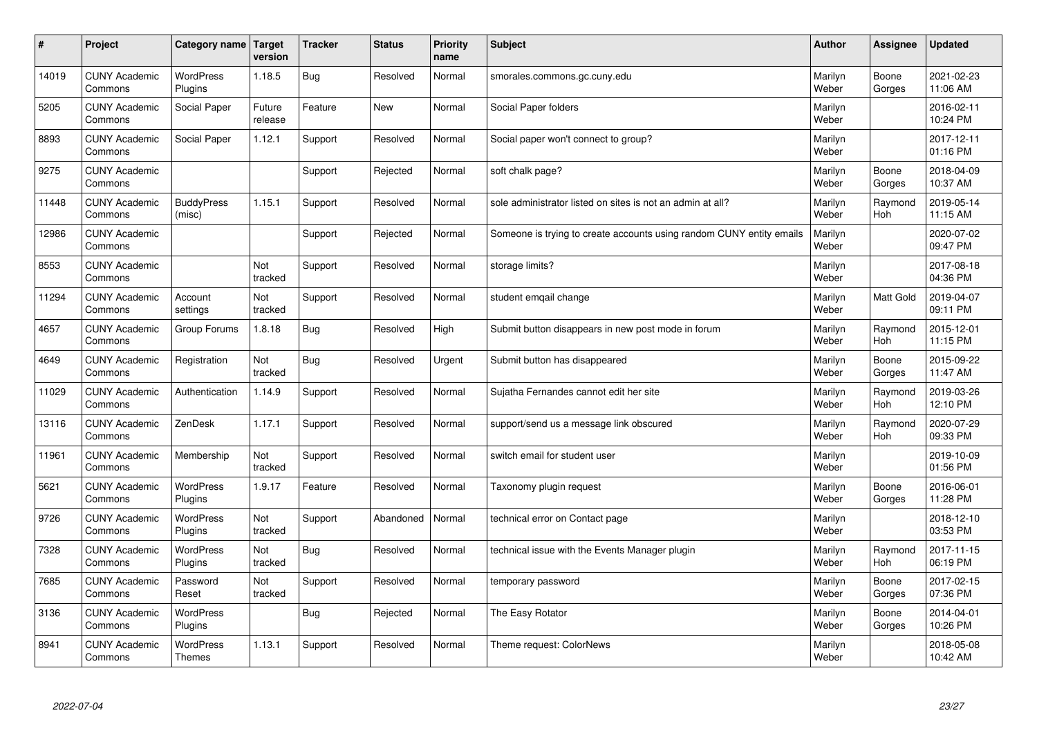| # | Project | Category name | Target version | Tracker | Status | Priority name | Subject | Author | Assignee | Updated |
|---|---|---|---|---|---|---|---|---|---|---|
| 14019 | CUNY Academic Commons | WordPress Plugins | 1.18.5 | Bug | Resolved | Normal | smorales.commons.gc.cuny.edu | Marilyn Weber | Boone Gorges | 2021-02-23 11:06 AM |
| 5205 | CUNY Academic Commons | Social Paper | Future release | Feature | New | Normal | Social Paper folders | Marilyn Weber | | 2016-02-11 10:24 PM |
| 8893 | CUNY Academic Commons | Social Paper | 1.12.1 | Support | Resolved | Normal | Social paper won't connect to group? | Marilyn Weber | | 2017-12-11 01:16 PM |
| 9275 | CUNY Academic Commons | | | Support | Rejected | Normal | soft chalk page? | Marilyn Weber | Boone Gorges | 2018-04-09 10:37 AM |
| 11448 | CUNY Academic Commons | BuddyPress (misc) | 1.15.1 | Support | Resolved | Normal | sole administrator listed on sites is not an admin at all? | Marilyn Weber | Raymond Hoh | 2019-05-14 11:15 AM |
| 12986 | CUNY Academic Commons | | | Support | Rejected | Normal | Someone is trying to create accounts using random CUNY entity emails | Marilyn Weber | | 2020-07-02 09:47 PM |
| 8553 | CUNY Academic Commons | | Not tracked | Support | Resolved | Normal | storage limits? | Marilyn Weber | | 2017-08-18 04:36 PM |
| 11294 | CUNY Academic Commons | Account settings | Not tracked | Support | Resolved | Normal | student emqail change | Marilyn Weber | Matt Gold | 2019-04-07 09:11 PM |
| 4657 | CUNY Academic Commons | Group Forums | 1.8.18 | Bug | Resolved | High | Submit button disappears in new post mode in forum | Marilyn Weber | Raymond Hoh | 2015-12-01 11:15 PM |
| 4649 | CUNY Academic Commons | Registration | Not tracked | Bug | Resolved | Urgent | Submit button has disappeared | Marilyn Weber | Boone Gorges | 2015-09-22 11:47 AM |
| 11029 | CUNY Academic Commons | Authentication | 1.14.9 | Support | Resolved | Normal | Sujatha Fernandes cannot edit her site | Marilyn Weber | Raymond Hoh | 2019-03-26 12:10 PM |
| 13116 | CUNY Academic Commons | ZenDesk | 1.17.1 | Support | Resolved | Normal | support/send us a message link obscured | Marilyn Weber | Raymond Hoh | 2020-07-29 09:33 PM |
| 11961 | CUNY Academic Commons | Membership | Not tracked | Support | Resolved | Normal | switch email for student user | Marilyn Weber | | 2019-10-09 01:56 PM |
| 5621 | CUNY Academic Commons | WordPress Plugins | 1.9.17 | Feature | Resolved | Normal | Taxonomy plugin request | Marilyn Weber | Boone Gorges | 2016-06-01 11:28 PM |
| 9726 | CUNY Academic Commons | WordPress Plugins | Not tracked | Support | Abandoned | Normal | technical error on Contact page | Marilyn Weber | | 2018-12-10 03:53 PM |
| 7328 | CUNY Academic Commons | WordPress Plugins | Not tracked | Bug | Resolved | Normal | technical issue with the Events Manager plugin | Marilyn Weber | Raymond Hoh | 2017-11-15 06:19 PM |
| 7685 | CUNY Academic Commons | Password Reset | Not tracked | Support | Resolved | Normal | temporary password | Marilyn Weber | Boone Gorges | 2017-02-15 07:36 PM |
| 3136 | CUNY Academic Commons | WordPress Plugins | | Bug | Rejected | Normal | The Easy Rotator | Marilyn Weber | Boone Gorges | 2014-04-01 10:26 PM |
| 8941 | CUNY Academic Commons | WordPress Themes | 1.13.1 | Support | Resolved | Normal | Theme request: ColorNews | Marilyn Weber | | 2018-05-08 10:42 AM |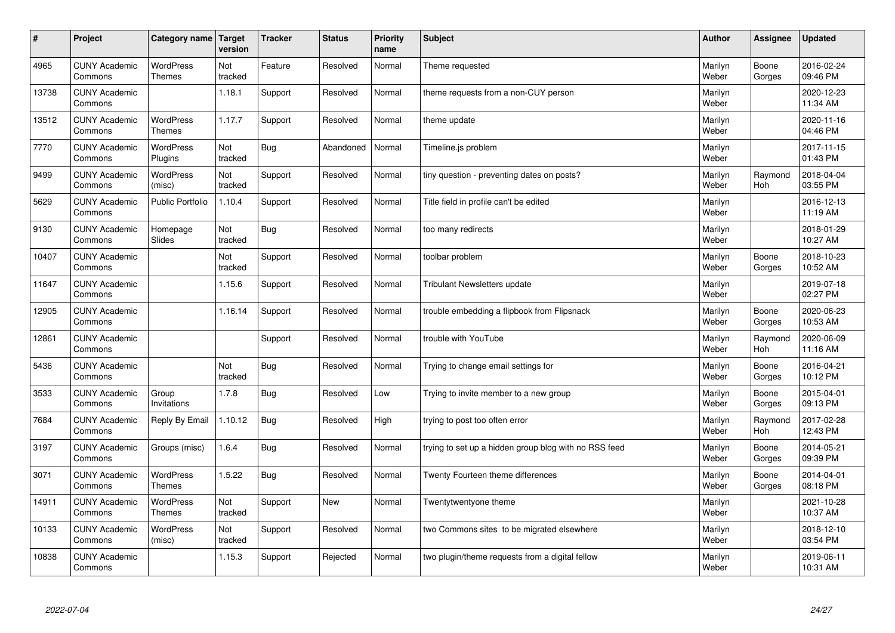| # | Project | Category name | Target version | Tracker | Status | Priority name | Subject | Author | Assignee | Updated |
|---|---|---|---|---|---|---|---|---|---|---|
| 4965 | CUNY Academic Commons | WordPress Themes | Not tracked | Feature | Resolved | Normal | Theme requested | Marilyn Weber | Boone Gorges | 2016-02-24 09:46 PM |
| 13738 | CUNY Academic Commons | | 1.18.1 | Support | Resolved | Normal | theme requests from a non-CUY person | Marilyn Weber | | 2020-12-23 11:34 AM |
| 13512 | CUNY Academic Commons | WordPress Themes | 1.17.7 | Support | Resolved | Normal | theme update | Marilyn Weber | | 2020-11-16 04:46 PM |
| 7770 | CUNY Academic Commons | WordPress Plugins | Not tracked | Bug | Abandoned | Normal | Timeline.js problem | Marilyn Weber | | 2017-11-15 01:43 PM |
| 9499 | CUNY Academic Commons | WordPress (misc) | Not tracked | Support | Resolved | Normal | tiny question - preventing dates on posts? | Marilyn Weber | Raymond Hoh | 2018-04-04 03:55 PM |
| 5629 | CUNY Academic Commons | Public Portfolio | 1.10.4 | Support | Resolved | Normal | Title field in profile can't be edited | Marilyn Weber | | 2016-12-13 11:19 AM |
| 9130 | CUNY Academic Commons | Homepage Slides | Not tracked | Bug | Resolved | Normal | too many redirects | Marilyn Weber | | 2018-01-29 10:27 AM |
| 10407 | CUNY Academic Commons | | Not tracked | Support | Resolved | Normal | toolbar problem | Marilyn Weber | Boone Gorges | 2018-10-23 10:52 AM |
| 11647 | CUNY Academic Commons | | 1.15.6 | Support | Resolved | Normal | Tribulant Newsletters update | Marilyn Weber | | 2019-07-18 02:27 PM |
| 12905 | CUNY Academic Commons | | 1.16.14 | Support | Resolved | Normal | trouble embedding a flipbook from Flipsnack | Marilyn Weber | Boone Gorges | 2020-06-23 10:53 AM |
| 12861 | CUNY Academic Commons | | | Support | Resolved | Normal | trouble with YouTube | Marilyn Weber | Raymond Hoh | 2020-06-09 11:16 AM |
| 5436 | CUNY Academic Commons | | Not tracked | Bug | Resolved | Normal | Trying to change email settings for | Marilyn Weber | Boone Gorges | 2016-04-21 10:12 PM |
| 3533 | CUNY Academic Commons | Group Invitations | 1.7.8 | Bug | Resolved | Low | Trying to invite member to a new group | Marilyn Weber | Boone Gorges | 2015-04-01 09:13 PM |
| 7684 | CUNY Academic Commons | Reply By Email | 1.10.12 | Bug | Resolved | High | trying to post too often error | Marilyn Weber | Raymond Hoh | 2017-02-28 12:43 PM |
| 3197 | CUNY Academic Commons | Groups (misc) | 1.6.4 | Bug | Resolved | Normal | trying to set up a hidden group blog with no RSS feed | Marilyn Weber | Boone Gorges | 2014-05-21 09:39 PM |
| 3071 | CUNY Academic Commons | WordPress Themes | 1.5.22 | Bug | Resolved | Normal | Twenty Fourteen theme differences | Marilyn Weber | Boone Gorges | 2014-04-01 08:18 PM |
| 14911 | CUNY Academic Commons | WordPress Themes | Not tracked | Support | New | Normal | Twentytwentyone theme | Marilyn Weber | | 2021-10-28 10:37 AM |
| 10133 | CUNY Academic Commons | WordPress (misc) | Not tracked | Support | Resolved | Normal | two Commons sites to be migrated elsewhere | Marilyn Weber | | 2018-12-10 03:54 PM |
| 10838 | CUNY Academic Commons | | 1.15.3 | Support | Rejected | Normal | two plugin/theme requests from a digital fellow | Marilyn Weber | | 2019-06-11 10:31 AM |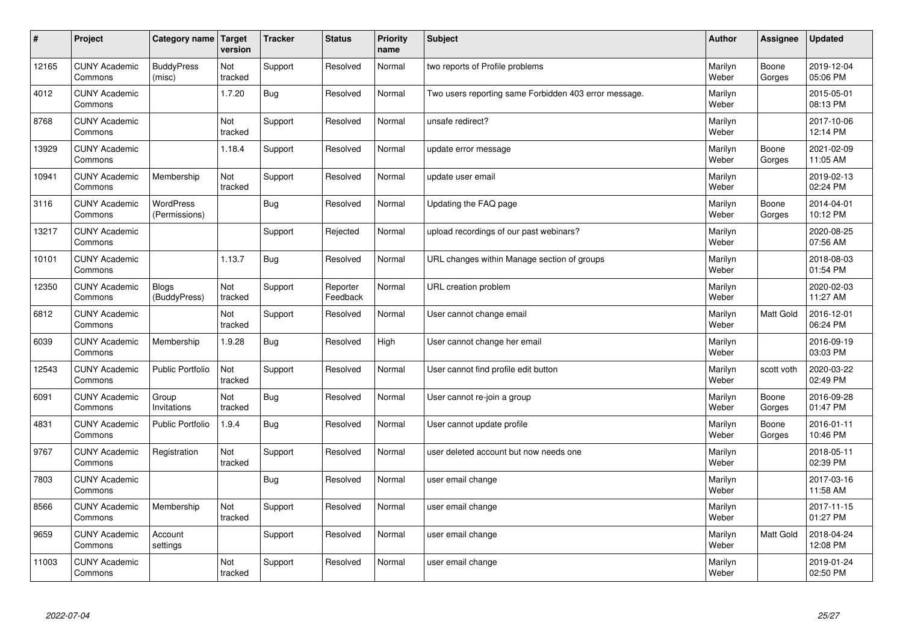| # | Project | Category name | Target version | Tracker | Status | Priority name | Subject | Author | Assignee | Updated |
|---|---|---|---|---|---|---|---|---|---|---|
| 12165 | CUNY Academic Commons | BuddyPress (misc) | Not tracked | Support | Resolved | Normal | two reports of Profile problems | Marilyn Weber | Boone Gorges | 2019-12-04 05:06 PM |
| 4012 | CUNY Academic Commons | | 1.7.20 | Bug | Resolved | Normal | Two users reporting same Forbidden 403 error message. | Marilyn Weber | | 2015-05-01 08:13 PM |
| 8768 | CUNY Academic Commons | | Not tracked | Support | Resolved | Normal | unsafe redirect? | Marilyn Weber | | 2017-10-06 12:14 PM |
| 13929 | CUNY Academic Commons | | 1.18.4 | Support | Resolved | Normal | update error message | Marilyn Weber | Boone Gorges | 2021-02-09 11:05 AM |
| 10941 | CUNY Academic Commons | Membership | Not tracked | Support | Resolved | Normal | update user email | Marilyn Weber | | 2019-02-13 02:24 PM |
| 3116 | CUNY Academic Commons | WordPress (Permissions) | | Bug | Resolved | Normal | Updating the FAQ page | Marilyn Weber | Boone Gorges | 2014-04-01 10:12 PM |
| 13217 | CUNY Academic Commons | | | Support | Rejected | Normal | upload recordings of our past webinars? | Marilyn Weber | | 2020-08-25 07:56 AM |
| 10101 | CUNY Academic Commons | | 1.13.7 | Bug | Resolved | Normal | URL changes within Manage section of groups | Marilyn Weber | | 2018-08-03 01:54 PM |
| 12350 | CUNY Academic Commons | Blogs (BuddyPress) | Not tracked | Support | Reporter Feedback | Normal | URL creation problem | Marilyn Weber | | 2020-02-03 11:27 AM |
| 6812 | CUNY Academic Commons | | Not tracked | Support | Resolved | Normal | User cannot change email | Marilyn Weber | Matt Gold | 2016-12-01 06:24 PM |
| 6039 | CUNY Academic Commons | Membership | 1.9.28 | Bug | Resolved | High | User cannot change her email | Marilyn Weber | | 2016-09-19 03:03 PM |
| 12543 | CUNY Academic Commons | Public Portfolio | Not tracked | Support | Resolved | Normal | User cannot find profile edit button | Marilyn Weber | scott voth | 2020-03-22 02:49 PM |
| 6091 | CUNY Academic Commons | Group Invitations | Not tracked | Bug | Resolved | Normal | User cannot re-join a group | Marilyn Weber | Boone Gorges | 2016-09-28 01:47 PM |
| 4831 | CUNY Academic Commons | Public Portfolio | 1.9.4 | Bug | Resolved | Normal | User cannot update profile | Marilyn Weber | Boone Gorges | 2016-01-11 10:46 PM |
| 9767 | CUNY Academic Commons | Registration | Not tracked | Support | Resolved | Normal | user deleted account but now needs one | Marilyn Weber | | 2018-05-11 02:39 PM |
| 7803 | CUNY Academic Commons | | | Bug | Resolved | Normal | user email change | Marilyn Weber | | 2017-03-16 11:58 AM |
| 8566 | CUNY Academic Commons | Membership | Not tracked | Support | Resolved | Normal | user email change | Marilyn Weber | | 2017-11-15 01:27 PM |
| 9659 | CUNY Academic Commons | Account settings | | Support | Resolved | Normal | user email change | Marilyn Weber | Matt Gold | 2018-04-24 12:08 PM |
| 11003 | CUNY Academic Commons | | Not tracked | Support | Resolved | Normal | user email change | Marilyn Weber | | 2019-01-24 02:50 PM |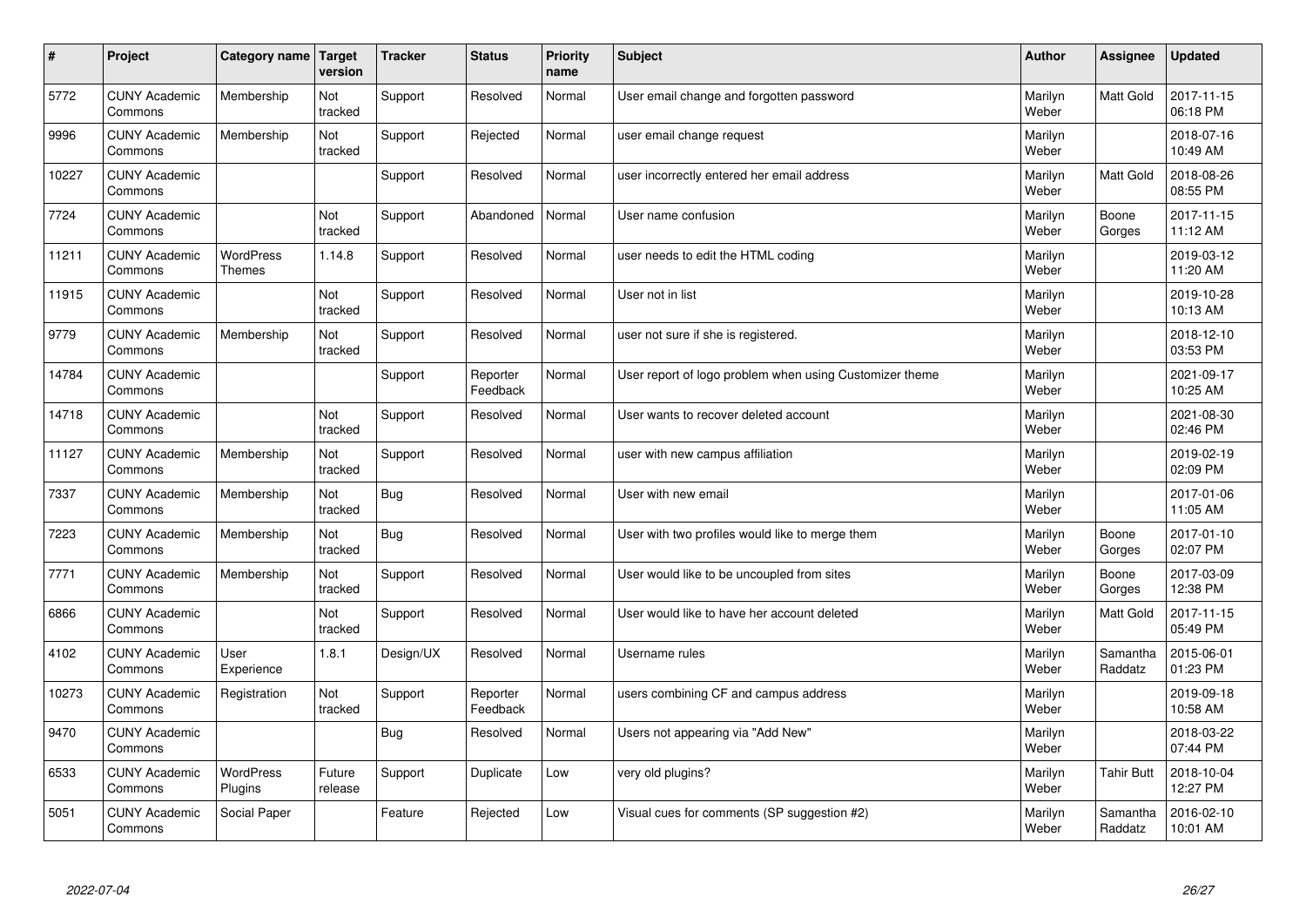| # | Project | Category name | Target version | Tracker | Status | Priority name | Subject | Author | Assignee | Updated |
|---|---|---|---|---|---|---|---|---|---|---|
| 5772 | CUNY Academic Commons | Membership | Not tracked | Support | Resolved | Normal | User email change and forgotten password | Marilyn Weber | Matt Gold | 2017-11-15 06:18 PM |
| 9996 | CUNY Academic Commons | Membership | Not tracked | Support | Rejected | Normal | user email change request | Marilyn Weber | | 2018-07-16 10:49 AM |
| 10227 | CUNY Academic Commons | | | Support | Resolved | Normal | user incorrectly entered her email address | Marilyn Weber | Matt Gold | 2018-08-26 08:55 PM |
| 7724 | CUNY Academic Commons | | Not tracked | Support | Abandoned | Normal | User name confusion | Marilyn Weber | Boone Gorges | 2017-11-15 11:12 AM |
| 11211 | CUNY Academic Commons | WordPress Themes | 1.14.8 | Support | Resolved | Normal | user needs to edit the HTML coding | Marilyn Weber | | 2019-03-12 11:20 AM |
| 11915 | CUNY Academic Commons | | Not tracked | Support | Resolved | Normal | User not in list | Marilyn Weber | | 2019-10-28 10:13 AM |
| 9779 | CUNY Academic Commons | Membership | Not tracked | Support | Resolved | Normal | user not sure if she is registered. | Marilyn Weber | | 2018-12-10 03:53 PM |
| 14784 | CUNY Academic Commons | | | Support | Reporter Feedback | Normal | User report of logo problem when using Customizer theme | Marilyn Weber | | 2021-09-17 10:25 AM |
| 14718 | CUNY Academic Commons | | Not tracked | Support | Resolved | Normal | User wants to recover deleted account | Marilyn Weber | | 2021-08-30 02:46 PM |
| 11127 | CUNY Academic Commons | Membership | Not tracked | Support | Resolved | Normal | user with new campus affiliation | Marilyn Weber | | 2019-02-19 02:09 PM |
| 7337 | CUNY Academic Commons | Membership | Not tracked | Bug | Resolved | Normal | User with new email | Marilyn Weber | | 2017-01-06 11:05 AM |
| 7223 | CUNY Academic Commons | Membership | Not tracked | Bug | Resolved | Normal | User with two profiles would like to merge them | Marilyn Weber | Boone Gorges | 2017-01-10 02:07 PM |
| 7771 | CUNY Academic Commons | Membership | Not tracked | Support | Resolved | Normal | User would like to be uncoupled from sites | Marilyn Weber | Boone Gorges | 2017-03-09 12:38 PM |
| 6866 | CUNY Academic Commons | | Not tracked | Support | Resolved | Normal | User would like to have her account deleted | Marilyn Weber | Matt Gold | 2017-11-15 05:49 PM |
| 4102 | CUNY Academic Commons | User Experience | 1.8.1 | Design/UX | Resolved | Normal | Username rules | Marilyn Weber | Samantha Raddatz | 2015-06-01 01:23 PM |
| 10273 | CUNY Academic Commons | Registration | Not tracked | Support | Reporter Feedback | Normal | users combining CF and campus address | Marilyn Weber | | 2019-09-18 10:58 AM |
| 9470 | CUNY Academic Commons | | | Bug | Resolved | Normal | Users not appearing via "Add New" | Marilyn Weber | | 2018-03-22 07:44 PM |
| 6533 | CUNY Academic Commons | WordPress Plugins | Future release | Support | Duplicate | Low | very old plugins? | Marilyn Weber | Tahir Butt | 2018-10-04 12:27 PM |
| 5051 | CUNY Academic Commons | Social Paper | | Feature | Rejected | Low | Visual cues for comments (SP suggestion #2) | Marilyn Weber | Samantha Raddatz | 2016-02-10 10:01 AM |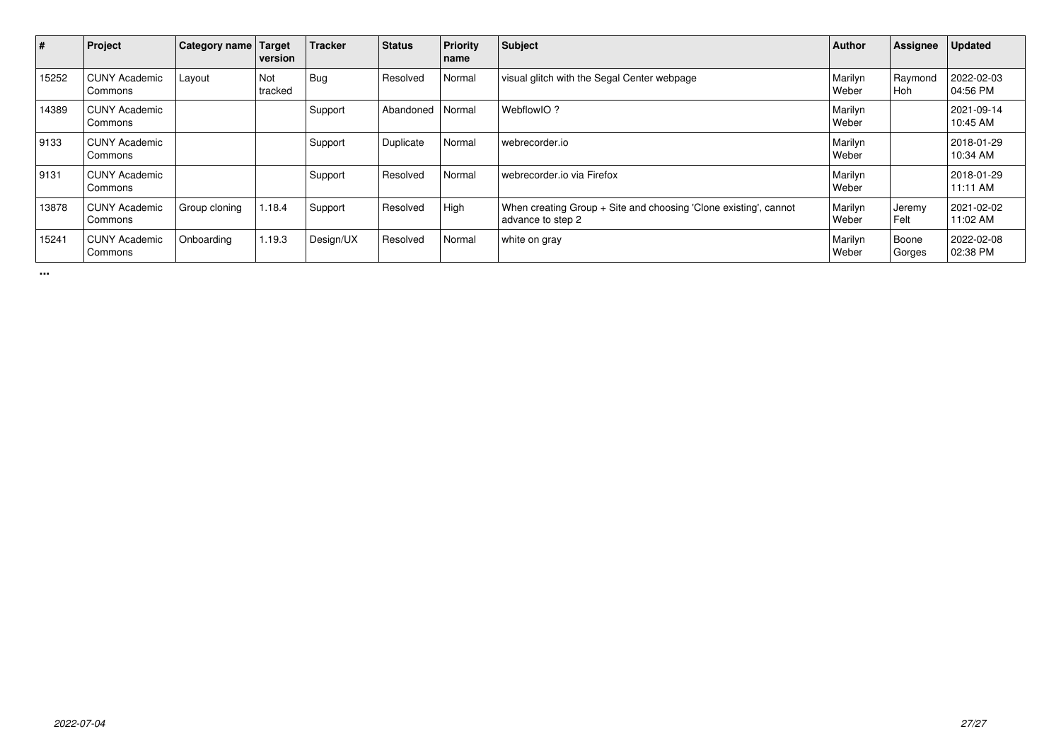| # | Project | Category name | Target version | Tracker | Status | Priority name | Subject | Author | Assignee | Updated |
|---|---|---|---|---|---|---|---|---|---|---|
| 15252 | CUNY Academic Commons | Layout | Not tracked | Bug | Resolved | Normal | visual glitch with the Segal Center webpage | Marilyn Weber | Raymond Hoh | 2022-02-03 04:56 PM |
| 14389 | CUNY Academic Commons | | | Support | Abandoned | Normal | WebflowIO ? | Marilyn Weber | | 2021-09-14 10:45 AM |
| 9133 | CUNY Academic Commons | | | Support | Duplicate | Normal | webrecorder.io | Marilyn Weber | | 2018-01-29 10:34 AM |
| 9131 | CUNY Academic Commons | | | Support | Resolved | Normal | webrecorder.io via Firefox | Marilyn Weber | | 2018-01-29 11:11 AM |
| 13878 | CUNY Academic Commons | Group cloning | 1.18.4 | Support | Resolved | High | When creating Group + Site and choosing 'Clone existing', cannot advance to step 2 | Marilyn Weber | Jeremy Felt | 2021-02-02 11:02 AM |
| 15241 | CUNY Academic Commons | Onboarding | 1.19.3 | Design/UX | Resolved | Normal | white on gray | Marilyn Weber | Boone Gorges | 2022-02-08 02:38 PM |

...